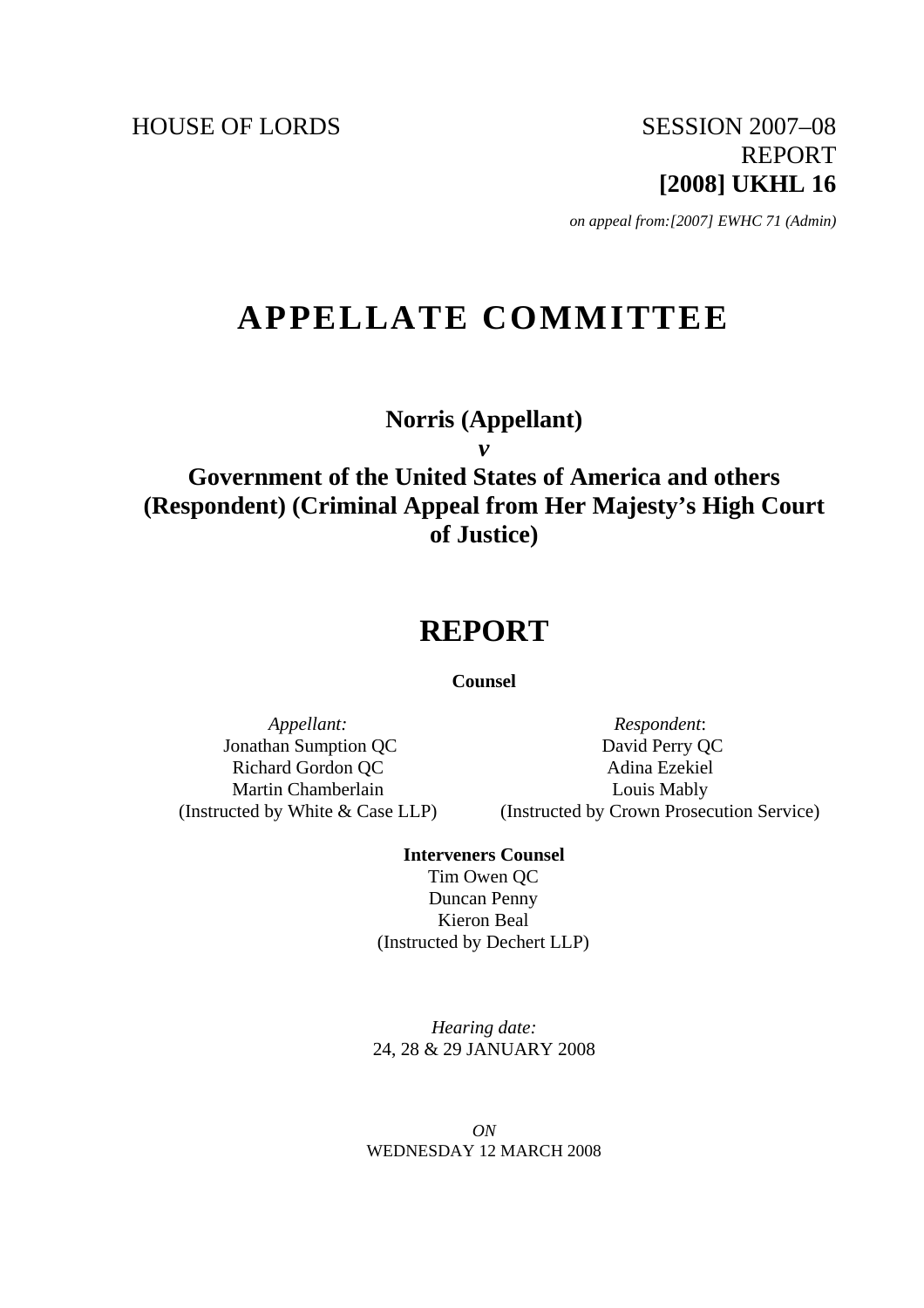HOUSE OF LORDS

SESSION 2007–08
REPORT
**[2008] UKHL 16**

*on appeal from:[2007] EWHC 71 (Admin)*

# APPELLATE COMMITTEE

## Norris (Appellant)
## *v*
## Government of the United States of America and others (Respondent) (Criminal Appeal from Her Majesty's High Court of Justice)

# REPORT

**Counsel**

| *Appellant:* | *Respondent*: |
|---|---|
| Jonathan Sumption QC | David Perry QC |
| Richard Gordon QC | Adina Ezekiel |
| Martin Chamberlain | Louis Mably |
| (Instructed by White & Case LLP) | (Instructed by Crown Prosecution Service) |

**Interveners Counsel**

Tim Owen QC
Duncan Penny
Kieron Beal
(Instructed by Dechert LLP)

*Hearing date:*
24, 28 & 29 JANUARY 2008

*ON*
WEDNESDAY 12 MARCH 2008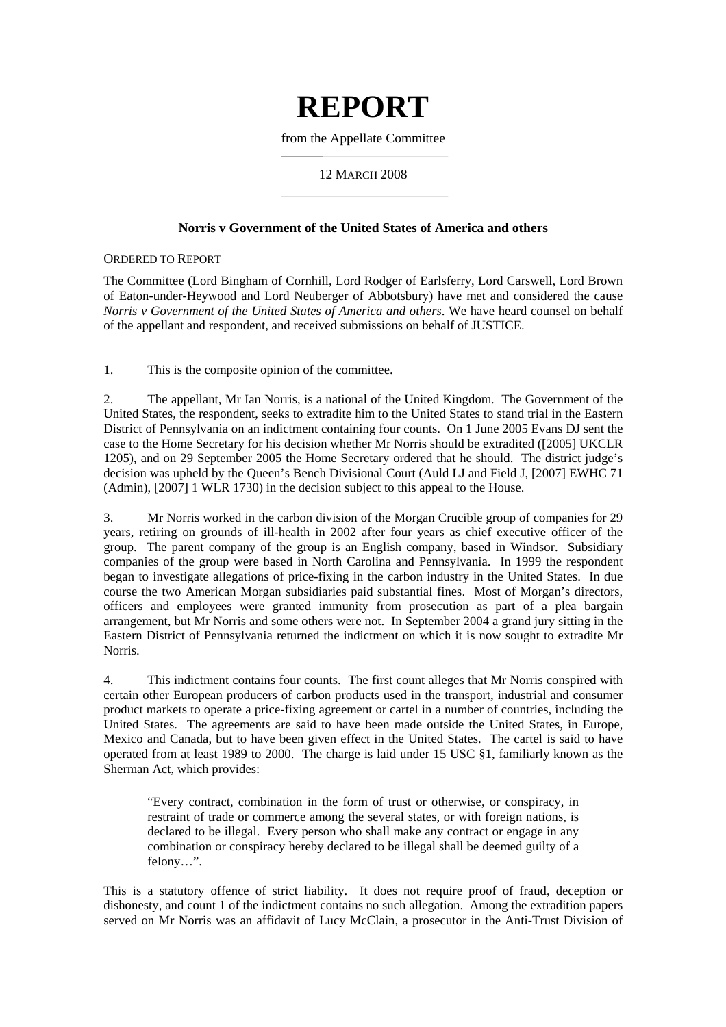# REPORT

from the Appellate Committee

12 MARCH 2008

**Norris v Government of the United States of America and others**

ORDERED TO REPORT

The Committee (Lord Bingham of Cornhill, Lord Rodger of Earlsferry, Lord Carswell, Lord Brown of Eaton-under-Heywood and Lord Neuberger of Abbotsbury) have met and considered the cause *Norris v Government of the United States of America and others*. We have heard counsel on behalf of the appellant and respondent, and received submissions on behalf of JUSTICE.

1. This is the composite opinion of the committee.

2. The appellant, Mr Ian Norris, is a national of the United Kingdom. The Government of the United States, the respondent, seeks to extradite him to the United States to stand trial in the Eastern District of Pennsylvania on an indictment containing four counts. On 1 June 2005 Evans DJ sent the case to the Home Secretary for his decision whether Mr Norris should be extradited ([2005] UKCLR 1205), and on 29 September 2005 the Home Secretary ordered that he should. The district judge's decision was upheld by the Queen's Bench Divisional Court (Auld LJ and Field J, [2007] EWHC 71 (Admin), [2007] 1 WLR 1730) in the decision subject to this appeal to the House.

3. Mr Norris worked in the carbon division of the Morgan Crucible group of companies for 29 years, retiring on grounds of ill-health in 2002 after four years as chief executive officer of the group. The parent company of the group is an English company, based in Windsor. Subsidiary companies of the group were based in North Carolina and Pennsylvania. In 1999 the respondent began to investigate allegations of price-fixing in the carbon industry in the United States. In due course the two American Morgan subsidiaries paid substantial fines. Most of Morgan's directors, officers and employees were granted immunity from prosecution as part of a plea bargain arrangement, but Mr Norris and some others were not. In September 2004 a grand jury sitting in the Eastern District of Pennsylvania returned the indictment on which it is now sought to extradite Mr Norris.

4. This indictment contains four counts. The first count alleges that Mr Norris conspired with certain other European producers of carbon products used in the transport, industrial and consumer product markets to operate a price-fixing agreement or cartel in a number of countries, including the United States. The agreements are said to have been made outside the United States, in Europe, Mexico and Canada, but to have been given effect in the United States. The cartel is said to have operated from at least 1989 to 2000. The charge is laid under 15 USC §1, familiarly known as the Sherman Act, which provides:

> "Every contract, combination in the form of trust or otherwise, or conspiracy, in restraint of trade or commerce among the several states, or with foreign nations, is declared to be illegal. Every person who shall make any contract or engage in any combination or conspiracy hereby declared to be illegal shall be deemed guilty of a felony…".

This is a statutory offence of strict liability. It does not require proof of fraud, deception or dishonesty, and count 1 of the indictment contains no such allegation. Among the extradition papers served on Mr Norris was an affidavit of Lucy McClain, a prosecutor in the Anti-Trust Division of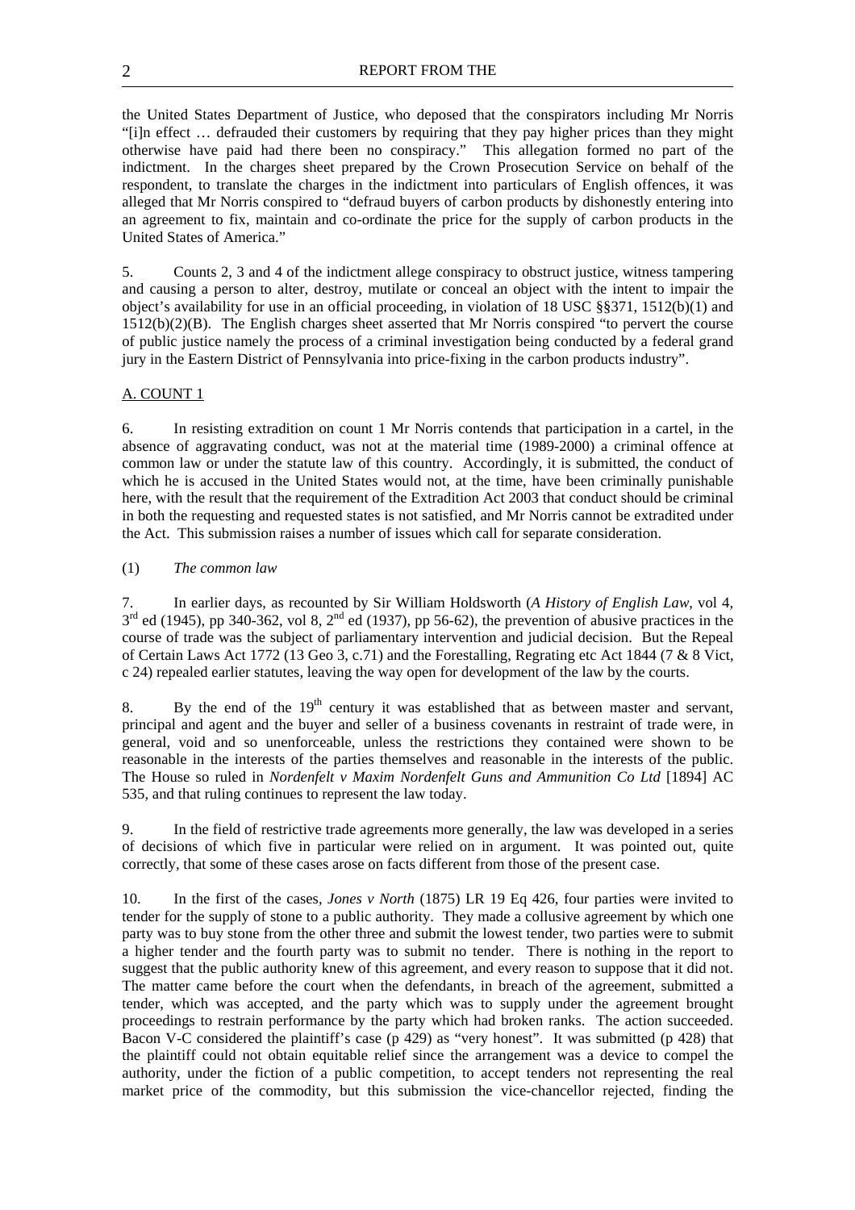the United States Department of Justice, who deposed that the conspirators including Mr Norris "[i]n effect … defrauded their customers by requiring that they pay higher prices than they might otherwise have paid had there been no conspiracy." This allegation formed no part of the indictment. In the charges sheet prepared by the Crown Prosecution Service on behalf of the respondent, to translate the charges in the indictment into particulars of English offences, it was alleged that Mr Norris conspired to "defraud buyers of carbon products by dishonestly entering into an agreement to fix, maintain and co-ordinate the price for the supply of carbon products in the United States of America."

5. Counts 2, 3 and 4 of the indictment allege conspiracy to obstruct justice, witness tampering and causing a person to alter, destroy, mutilate or conceal an object with the intent to impair the object's availability for use in an official proceeding, in violation of 18 USC §§371, 1512(b)(1) and 1512(b)(2)(B). The English charges sheet asserted that Mr Norris conspired "to pervert the course of public justice namely the process of a criminal investigation being conducted by a federal grand jury in the Eastern District of Pennsylvania into price-fixing in the carbon products industry".

A. COUNT 1

6. In resisting extradition on count 1 Mr Norris contends that participation in a cartel, in the absence of aggravating conduct, was not at the material time (1989-2000) a criminal offence at common law or under the statute law of this country. Accordingly, it is submitted, the conduct of which he is accused in the United States would not, at the time, have been criminally punishable here, with the result that the requirement of the Extradition Act 2003 that conduct should be criminal in both the requesting and requested states is not satisfied, and Mr Norris cannot be extradited under the Act. This submission raises a number of issues which call for separate consideration.

(1) *The common law*

7. In earlier days, as recounted by Sir William Holdsworth (*A History of English Law*, vol 4, 3rd ed (1945), pp 340-362, vol 8, 2nd ed (1937), pp 56-62), the prevention of abusive practices in the course of trade was the subject of parliamentary intervention and judicial decision. But the Repeal of Certain Laws Act 1772 (13 Geo 3, c.71) and the Forestalling, Regrating etc Act 1844 (7 & 8 Vict, c 24) repealed earlier statutes, leaving the way open for development of the law by the courts.

8. By the end of the 19th century it was established that as between master and servant, principal and agent and the buyer and seller of a business covenants in restraint of trade were, in general, void and so unenforceable, unless the restrictions they contained were shown to be reasonable in the interests of the parties themselves and reasonable in the interests of the public. The House so ruled in *Nordenfelt v Maxim Nordenfelt Guns and Ammunition Co Ltd* [1894] AC 535, and that ruling continues to represent the law today.

9. In the field of restrictive trade agreements more generally, the law was developed in a series of decisions of which five in particular were relied on in argument. It was pointed out, quite correctly, that some of these cases arose on facts different from those of the present case.

10. In the first of the cases, *Jones v North* (1875) LR 19 Eq 426, four parties were invited to tender for the supply of stone to a public authority. They made a collusive agreement by which one party was to buy stone from the other three and submit the lowest tender, two parties were to submit a higher tender and the fourth party was to submit no tender. There is nothing in the report to suggest that the public authority knew of this agreement, and every reason to suppose that it did not. The matter came before the court when the defendants, in breach of the agreement, submitted a tender, which was accepted, and the party which was to supply under the agreement brought proceedings to restrain performance by the party which had broken ranks. The action succeeded. Bacon V-C considered the plaintiff's case (p 429) as "very honest". It was submitted (p 428) that the plaintiff could not obtain equitable relief since the arrangement was a device to compel the authority, under the fiction of a public competition, to accept tenders not representing the real market price of the commodity, but this submission the vice-chancellor rejected, finding the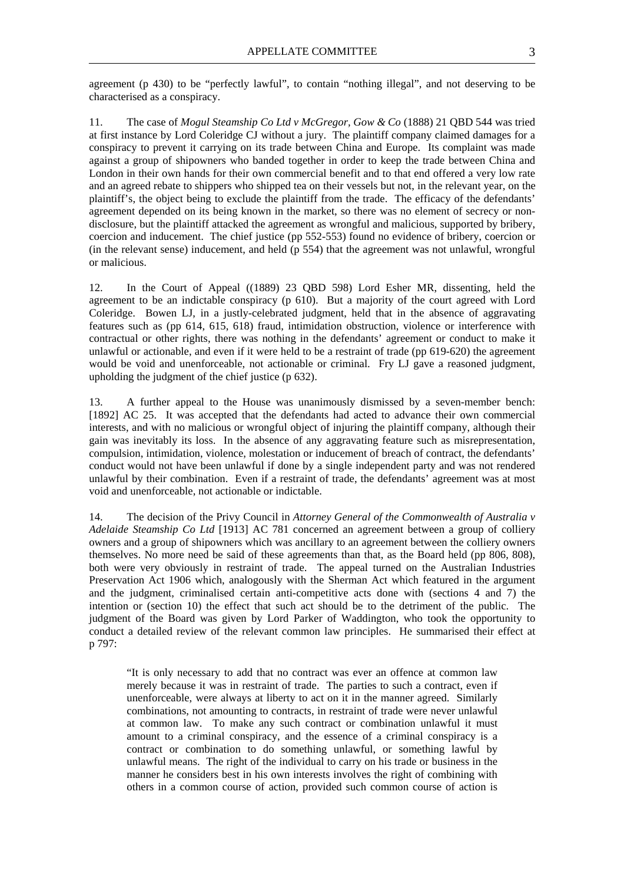agreement (p 430) to be "perfectly lawful", to contain "nothing illegal", and not deserving to be characterised as a conspiracy.

11. The case of *Mogul Steamship Co Ltd v McGregor, Gow & Co* (1888) 21 QBD 544 was tried at first instance by Lord Coleridge CJ without a jury. The plaintiff company claimed damages for a conspiracy to prevent it carrying on its trade between China and Europe. Its complaint was made against a group of shipowners who banded together in order to keep the trade between China and London in their own hands for their own commercial benefit and to that end offered a very low rate and an agreed rebate to shippers who shipped tea on their vessels but not, in the relevant year, on the plaintiff's, the object being to exclude the plaintiff from the trade. The efficacy of the defendants' agreement depended on its being known in the market, so there was no element of secrecy or non-disclosure, but the plaintiff attacked the agreement as wrongful and malicious, supported by bribery, coercion and inducement. The chief justice (pp 552-553) found no evidence of bribery, coercion or (in the relevant sense) inducement, and held (p 554) that the agreement was not unlawful, wrongful or malicious.

12. In the Court of Appeal ((1889) 23 QBD 598) Lord Esher MR, dissenting, held the agreement to be an indictable conspiracy (p 610). But a majority of the court agreed with Lord Coleridge. Bowen LJ, in a justly-celebrated judgment, held that in the absence of aggravating features such as (pp 614, 615, 618) fraud, intimidation obstruction, violence or interference with contractual or other rights, there was nothing in the defendants' agreement or conduct to make it unlawful or actionable, and even if it were held to be a restraint of trade (pp 619-620) the agreement would be void and unenforceable, not actionable or criminal. Fry LJ gave a reasoned judgment, upholding the judgment of the chief justice (p 632).

13. A further appeal to the House was unanimously dismissed by a seven-member bench: [1892] AC 25. It was accepted that the defendants had acted to advance their own commercial interests, and with no malicious or wrongful object of injuring the plaintiff company, although their gain was inevitably its loss. In the absence of any aggravating feature such as misrepresentation, compulsion, intimidation, violence, molestation or inducement of breach of contract, the defendants' conduct would not have been unlawful if done by a single independent party and was not rendered unlawful by their combination. Even if a restraint of trade, the defendants' agreement was at most void and unenforceable, not actionable or indictable.

14. The decision of the Privy Council in *Attorney General of the Commonwealth of Australia v Adelaide Steamship Co Ltd* [1913] AC 781 concerned an agreement between a group of colliery owners and a group of shipowners which was ancillary to an agreement between the colliery owners themselves. No more need be said of these agreements than that, as the Board held (pp 806, 808), both were very obviously in restraint of trade. The appeal turned on the Australian Industries Preservation Act 1906 which, analogously with the Sherman Act which featured in the argument and the judgment, criminalised certain anti-competitive acts done with (sections 4 and 7) the intention or (section 10) the effect that such act should be to the detriment of the public. The judgment of the Board was given by Lord Parker of Waddington, who took the opportunity to conduct a detailed review of the relevant common law principles. He summarised their effect at p 797:

> "It is only necessary to add that no contract was ever an offence at common law merely because it was in restraint of trade. The parties to such a contract, even if unenforceable, were always at liberty to act on it in the manner agreed. Similarly combinations, not amounting to contracts, in restraint of trade were never unlawful at common law. To make any such contract or combination unlawful it must amount to a criminal conspiracy, and the essence of a criminal conspiracy is a contract or combination to do something unlawful, or something lawful by unlawful means. The right of the individual to carry on his trade or business in the manner he considers best in his own interests involves the right of combining with others in a common course of action, provided such common course of action is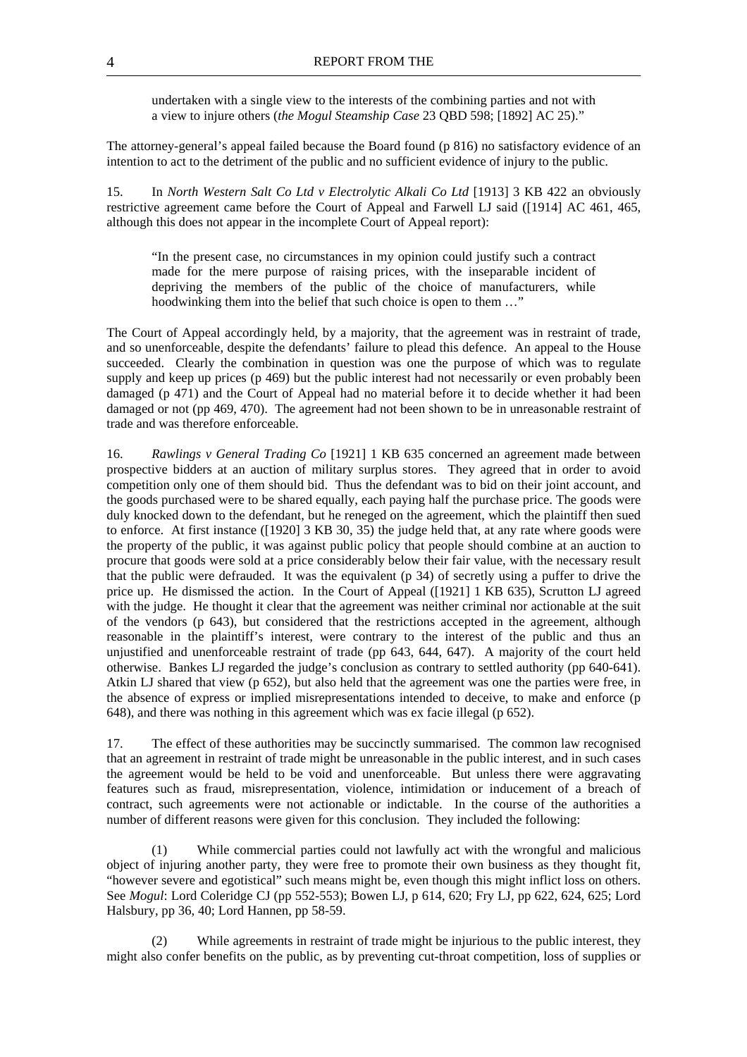undertaken with a single view to the interests of the combining parties and not with a view to injure others (*the Mogul Steamship Case* 23 QBD 598; [1892] AC 25)."

The attorney-general's appeal failed because the Board found (p 816) no satisfactory evidence of an intention to act to the detriment of the public and no sufficient evidence of injury to the public.

15. In *North Western Salt Co Ltd v Electrolytic Alkali Co Ltd* [1913] 3 KB 422 an obviously restrictive agreement came before the Court of Appeal and Farwell LJ said ([1914] AC 461, 465, although this does not appear in the incomplete Court of Appeal report):

> "In the present case, no circumstances in my opinion could justify such a contract made for the mere purpose of raising prices, with the inseparable incident of depriving the members of the public of the choice of manufacturers, while hoodwinking them into the belief that such choice is open to them …"

The Court of Appeal accordingly held, by a majority, that the agreement was in restraint of trade, and so unenforceable, despite the defendants' failure to plead this defence. An appeal to the House succeeded. Clearly the combination in question was one the purpose of which was to regulate supply and keep up prices (p 469) but the public interest had not necessarily or even probably been damaged (p 471) and the Court of Appeal had no material before it to decide whether it had been damaged or not (pp 469, 470). The agreement had not been shown to be in unreasonable restraint of trade and was therefore enforceable.

16. *Rawlings v General Trading Co* [1921] 1 KB 635 concerned an agreement made between prospective bidders at an auction of military surplus stores. They agreed that in order to avoid competition only one of them should bid. Thus the defendant was to bid on their joint account, and the goods purchased were to be shared equally, each paying half the purchase price. The goods were duly knocked down to the defendant, but he reneged on the agreement, which the plaintiff then sued to enforce. At first instance ([1920] 3 KB 30, 35) the judge held that, at any rate where goods were the property of the public, it was against public policy that people should combine at an auction to procure that goods were sold at a price considerably below their fair value, with the necessary result that the public were defrauded. It was the equivalent (p 34) of secretly using a puffer to drive the price up. He dismissed the action. In the Court of Appeal ([1921] 1 KB 635), Scrutton LJ agreed with the judge. He thought it clear that the agreement was neither criminal nor actionable at the suit of the vendors (p 643), but considered that the restrictions accepted in the agreement, although reasonable in the plaintiff's interest, were contrary to the interest of the public and thus an unjustified and unenforceable restraint of trade (pp 643, 644, 647). A majority of the court held otherwise. Bankes LJ regarded the judge's conclusion as contrary to settled authority (pp 640-641). Atkin LJ shared that view (p 652), but also held that the agreement was one the parties were free, in the absence of express or implied misrepresentations intended to deceive, to make and enforce (p 648), and there was nothing in this agreement which was ex facie illegal (p 652).

17. The effect of these authorities may be succinctly summarised. The common law recognised that an agreement in restraint of trade might be unreasonable in the public interest, and in such cases the agreement would be held to be void and unenforceable. But unless there were aggravating features such as fraud, misrepresentation, violence, intimidation or inducement of a breach of contract, such agreements were not actionable or indictable. In the course of the authorities a number of different reasons were given for this conclusion. They included the following:

(1) While commercial parties could not lawfully act with the wrongful and malicious object of injuring another party, they were free to promote their own business as they thought fit, "however severe and egotistical" such means might be, even though this might inflict loss on others. See *Mogul*: Lord Coleridge CJ (pp 552-553); Bowen LJ, p 614, 620; Fry LJ, pp 622, 624, 625; Lord Halsbury, pp 36, 40; Lord Hannen, pp 58-59.

(2) While agreements in restraint of trade might be injurious to the public interest, they might also confer benefits on the public, as by preventing cut-throat competition, loss of supplies or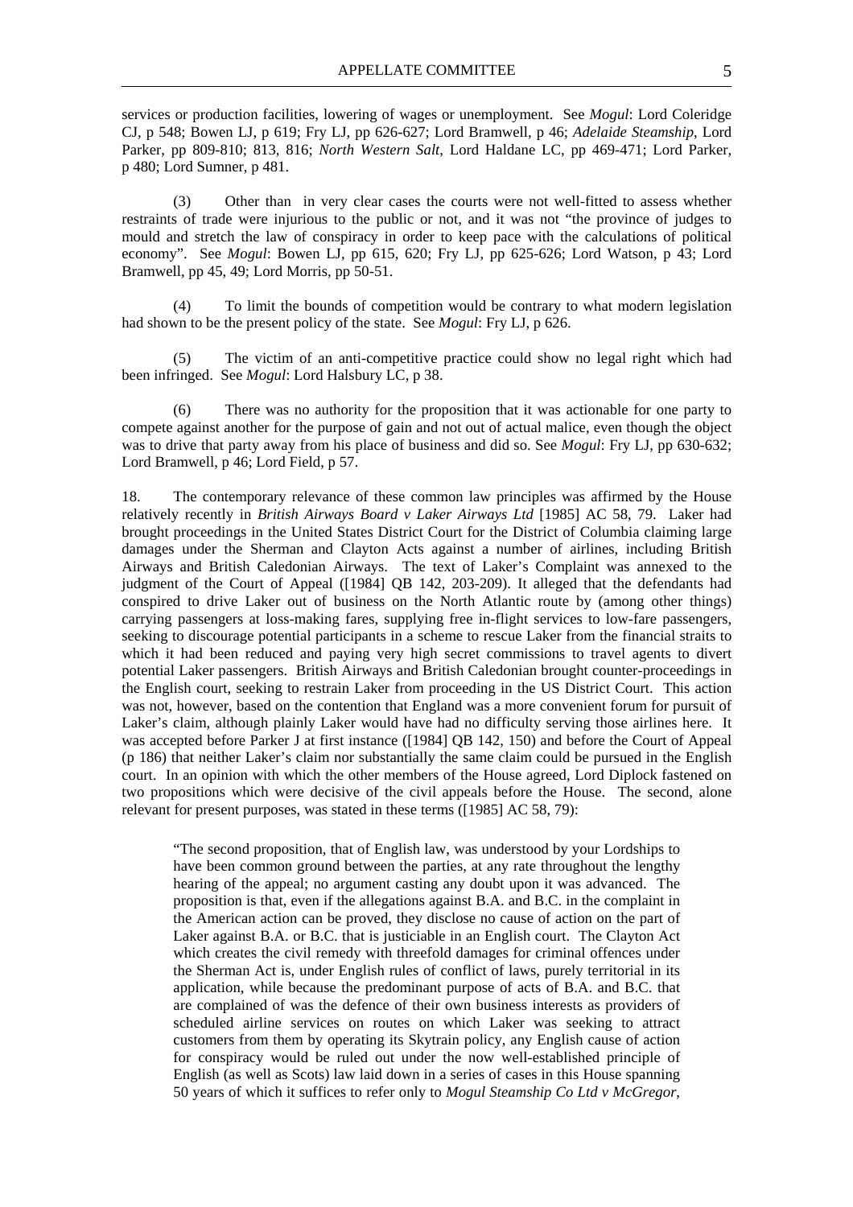services or production facilities, lowering of wages or unemployment. See *Mogul*: Lord Coleridge CJ, p 548; Bowen LJ, p 619; Fry LJ, pp 626-627; Lord Bramwell, p 46; *Adelaide Steamship*, Lord Parker, pp 809-810; 813, 816; *North Western Salt*, Lord Haldane LC, pp 469-471; Lord Parker, p 480; Lord Sumner, p 481.

(3) Other than in very clear cases the courts were not well-fitted to assess whether restraints of trade were injurious to the public or not, and it was not "the province of judges to mould and stretch the law of conspiracy in order to keep pace with the calculations of political economy". See *Mogul*: Bowen LJ, pp 615, 620; Fry LJ, pp 625-626; Lord Watson, p 43; Lord Bramwell, pp 45, 49; Lord Morris, pp 50-51.

(4) To limit the bounds of competition would be contrary to what modern legislation had shown to be the present policy of the state. See *Mogul*: Fry LJ, p 626.

(5) The victim of an anti-competitive practice could show no legal right which had been infringed. See *Mogul*: Lord Halsbury LC, p 38.

(6) There was no authority for the proposition that it was actionable for one party to compete against another for the purpose of gain and not out of actual malice, even though the object was to drive that party away from his place of business and did so. See *Mogul*: Fry LJ, pp 630-632; Lord Bramwell, p 46; Lord Field, p 57.

18. The contemporary relevance of these common law principles was affirmed by the House relatively recently in *British Airways Board v Laker Airways Ltd* [1985] AC 58, 79. Laker had brought proceedings in the United States District Court for the District of Columbia claiming large damages under the Sherman and Clayton Acts against a number of airlines, including British Airways and British Caledonian Airways. The text of Laker's Complaint was annexed to the judgment of the Court of Appeal ([1984] QB 142, 203-209). It alleged that the defendants had conspired to drive Laker out of business on the North Atlantic route by (among other things) carrying passengers at loss-making fares, supplying free in-flight services to low-fare passengers, seeking to discourage potential participants in a scheme to rescue Laker from the financial straits to which it had been reduced and paying very high secret commissions to travel agents to divert potential Laker passengers. British Airways and British Caledonian brought counter-proceedings in the English court, seeking to restrain Laker from proceeding in the US District Court. This action was not, however, based on the contention that England was a more convenient forum for pursuit of Laker's claim, although plainly Laker would have had no difficulty serving those airlines here. It was accepted before Parker J at first instance ([1984] QB 142, 150) and before the Court of Appeal (p 186) that neither Laker's claim nor substantially the same claim could be pursued in the English court. In an opinion with which the other members of the House agreed, Lord Diplock fastened on two propositions which were decisive of the civil appeals before the House. The second, alone relevant for present purposes, was stated in these terms ([1985] AC 58, 79):

> "The second proposition, that of English law, was understood by your Lordships to have been common ground between the parties, at any rate throughout the lengthy hearing of the appeal; no argument casting any doubt upon it was advanced. The proposition is that, even if the allegations against B.A. and B.C. in the complaint in the American action can be proved, they disclose no cause of action on the part of Laker against B.A. or B.C. that is justiciable in an English court. The Clayton Act which creates the civil remedy with threefold damages for criminal offences under the Sherman Act is, under English rules of conflict of laws, purely territorial in its application, while because the predominant purpose of acts of B.A. and B.C. that are complained of was the defence of their own business interests as providers of scheduled airline services on routes on which Laker was seeking to attract customers from them by operating its Skytrain policy, any English cause of action for conspiracy would be ruled out under the now well-established principle of English (as well as Scots) law laid down in a series of cases in this House spanning 50 years of which it suffices to refer only to *Mogul Steamship Co Ltd v McGregor*,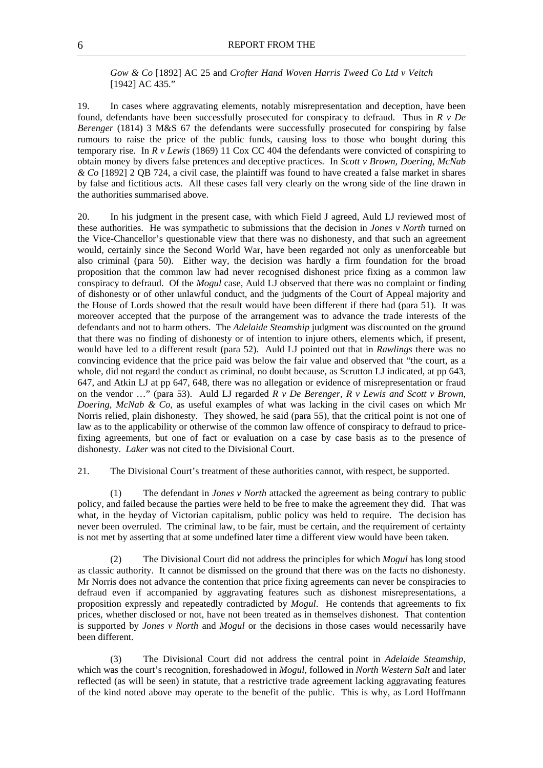*Gow & Co* [1892] AC 25 and *Crofter Hand Woven Harris Tweed Co Ltd v Veitch* [1942] AC 435."

19. In cases where aggravating elements, notably misrepresentation and deception, have been found, defendants have been successfully prosecuted for conspiracy to defraud. Thus in *R v De Berenger* (1814) 3 M&S 67 the defendants were successfully prosecuted for conspiring by false rumours to raise the price of the public funds, causing loss to those who bought during this temporary rise. In *R v Lewis* (1869) 11 Cox CC 404 the defendants were convicted of conspiring to obtain money by divers false pretences and deceptive practices. In *Scott v Brown, Doering, McNab & Co* [1892] 2 QB 724, a civil case, the plaintiff was found to have created a false market in shares by false and fictitious acts. All these cases fall very clearly on the wrong side of the line drawn in the authorities summarised above.

20. In his judgment in the present case, with which Field J agreed, Auld LJ reviewed most of these authorities. He was sympathetic to submissions that the decision in *Jones v North* turned on the Vice-Chancellor's questionable view that there was no dishonesty, and that such an agreement would, certainly since the Second World War, have been regarded not only as unenforceable but also criminal (para 50). Either way, the decision was hardly a firm foundation for the broad proposition that the common law had never recognised dishonest price fixing as a common law conspiracy to defraud. Of the *Mogul* case, Auld LJ observed that there was no complaint or finding of dishonesty or of other unlawful conduct, and the judgments of the Court of Appeal majority and the House of Lords showed that the result would have been different if there had (para 51). It was moreover accepted that the purpose of the arrangement was to advance the trade interests of the defendants and not to harm others. The *Adelaide Steamship* judgment was discounted on the ground that there was no finding of dishonesty or of intention to injure others, elements which, if present, would have led to a different result (para 52). Auld LJ pointed out that in *Rawlings* there was no convincing evidence that the price paid was below the fair value and observed that "the court, as a whole, did not regard the conduct as criminal, no doubt because, as Scrutton LJ indicated, at pp 643, 647, and Atkin LJ at pp 647, 648, there was no allegation or evidence of misrepresentation or fraud on the vendor …" (para 53). Auld LJ regarded *R v De Berenger*, *R v Lewis and Scott v Brown, Doering, McNab & Co*, as useful examples of what was lacking in the civil cases on which Mr Norris relied, plain dishonesty. They showed, he said (para 55), that the critical point is not one of law as to the applicability or otherwise of the common law offence of conspiracy to defraud to price-fixing agreements, but one of fact or evaluation on a case by case basis as to the presence of dishonesty. *Laker* was not cited to the Divisional Court.

21. The Divisional Court's treatment of these authorities cannot, with respect, be supported.

(1) The defendant in *Jones v North* attacked the agreement as being contrary to public policy, and failed because the parties were held to be free to make the agreement they did. That was what, in the heyday of Victorian capitalism, public policy was held to require. The decision has never been overruled. The criminal law, to be fair, must be certain, and the requirement of certainty is not met by asserting that at some undefined later time a different view would have been taken.

(2) The Divisional Court did not address the principles for which *Mogul* has long stood as classic authority. It cannot be dismissed on the ground that there was on the facts no dishonesty. Mr Norris does not advance the contention that price fixing agreements can never be conspiracies to defraud even if accompanied by aggravating features such as dishonest misrepresentations, a proposition expressly and repeatedly contradicted by *Mogul*. He contends that agreements to fix prices, whether disclosed or not, have not been treated as in themselves dishonest. That contention is supported by *Jones v North* and *Mogul* or the decisions in those cases would necessarily have been different.

(3) The Divisional Court did not address the central point in *Adelaide Steamship*, which was the court's recognition, foreshadowed in *Mogul*, followed in *North Western Salt* and later reflected (as will be seen) in statute, that a restrictive trade agreement lacking aggravating features of the kind noted above may operate to the benefit of the public. This is why, as Lord Hoffmann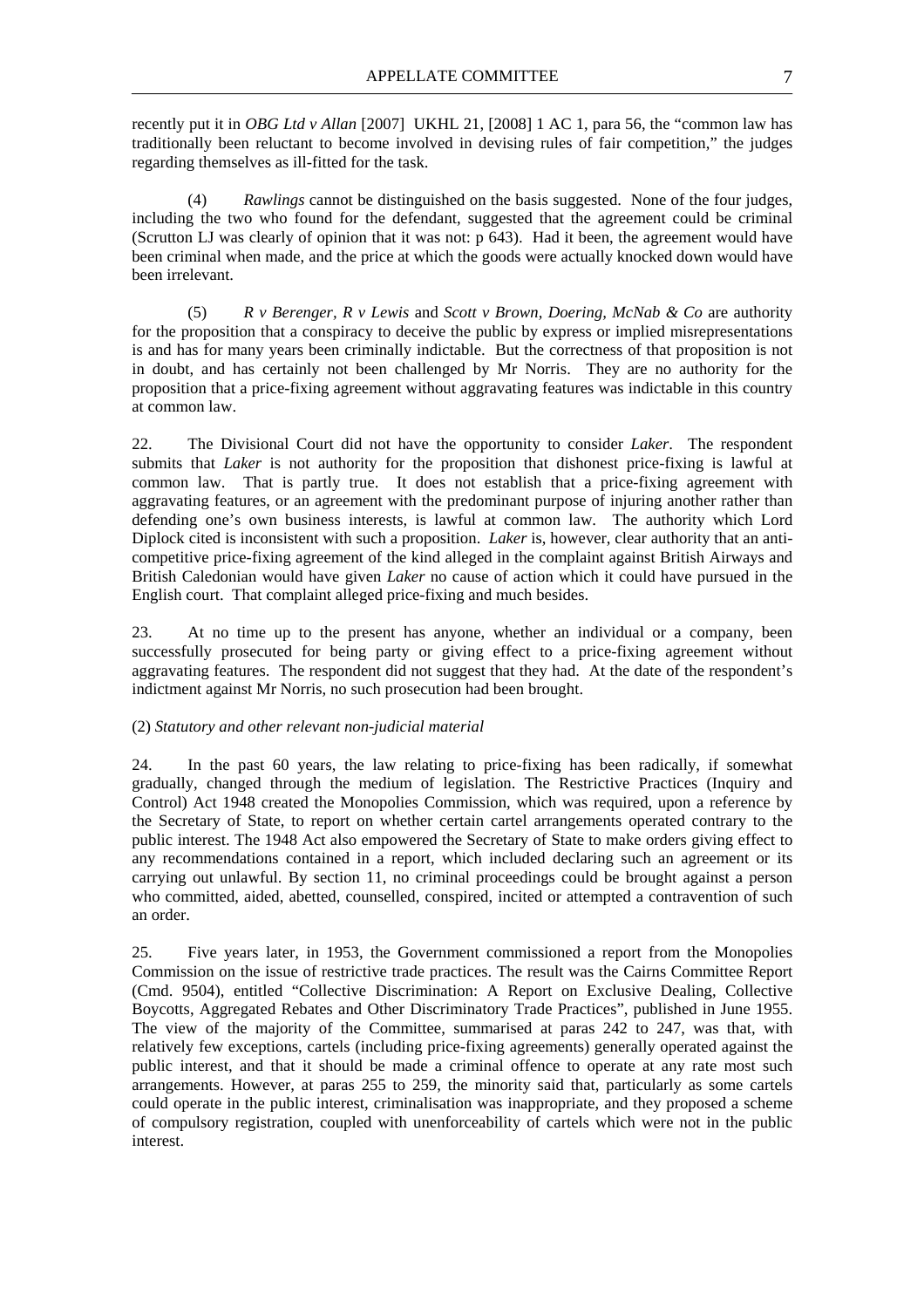recently put it in *OBG Ltd v Allan* [2007] UKHL 21, [2008] 1 AC 1, para 56, the "common law has traditionally been reluctant to become involved in devising rules of fair competition," the judges regarding themselves as ill-fitted for the task.

(4) *Rawlings* cannot be distinguished on the basis suggested. None of the four judges, including the two who found for the defendant, suggested that the agreement could be criminal (Scrutton LJ was clearly of opinion that it was not: p 643). Had it been, the agreement would have been criminal when made, and the price at which the goods were actually knocked down would have been irrelevant.

(5) *R v Berenger*, *R v Lewis* and *Scott v Brown, Doering, McNab & Co* are authority for the proposition that a conspiracy to deceive the public by express or implied misrepresentations is and has for many years been criminally indictable. But the correctness of that proposition is not in doubt, and has certainly not been challenged by Mr Norris. They are no authority for the proposition that a price-fixing agreement without aggravating features was indictable in this country at common law.

22. The Divisional Court did not have the opportunity to consider *Laker*. The respondent submits that *Laker* is not authority for the proposition that dishonest price-fixing is lawful at common law. That is partly true. It does not establish that a price-fixing agreement with aggravating features, or an agreement with the predominant purpose of injuring another rather than defending one's own business interests, is lawful at common law. The authority which Lord Diplock cited is inconsistent with such a proposition. *Laker* is, however, clear authority that an anti-competitive price-fixing agreement of the kind alleged in the complaint against British Airways and British Caledonian would have given *Laker* no cause of action which it could have pursued in the English court. That complaint alleged price-fixing and much besides.

23. At no time up to the present has anyone, whether an individual or a company, been successfully prosecuted for being party or giving effect to a price-fixing agreement without aggravating features. The respondent did not suggest that they had. At the date of the respondent's indictment against Mr Norris, no such prosecution had been brought.

(2) *Statutory and other relevant non-judicial material*

24. In the past 60 years, the law relating to price-fixing has been radically, if somewhat gradually, changed through the medium of legislation. The Restrictive Practices (Inquiry and Control) Act 1948 created the Monopolies Commission, which was required, upon a reference by the Secretary of State, to report on whether certain cartel arrangements operated contrary to the public interest. The 1948 Act also empowered the Secretary of State to make orders giving effect to any recommendations contained in a report, which included declaring such an agreement or its carrying out unlawful. By section 11, no criminal proceedings could be brought against a person who committed, aided, abetted, counselled, conspired, incited or attempted a contravention of such an order.

25. Five years later, in 1953, the Government commissioned a report from the Monopolies Commission on the issue of restrictive trade practices. The result was the Cairns Committee Report (Cmd. 9504), entitled "Collective Discrimination: A Report on Exclusive Dealing, Collective Boycotts, Aggregated Rebates and Other Discriminatory Trade Practices", published in June 1955. The view of the majority of the Committee, summarised at paras 242 to 247, was that, with relatively few exceptions, cartels (including price-fixing agreements) generally operated against the public interest, and that it should be made a criminal offence to operate at any rate most such arrangements. However, at paras 255 to 259, the minority said that, particularly as some cartels could operate in the public interest, criminalisation was inappropriate, and they proposed a scheme of compulsory registration, coupled with unenforceability of cartels which were not in the public interest.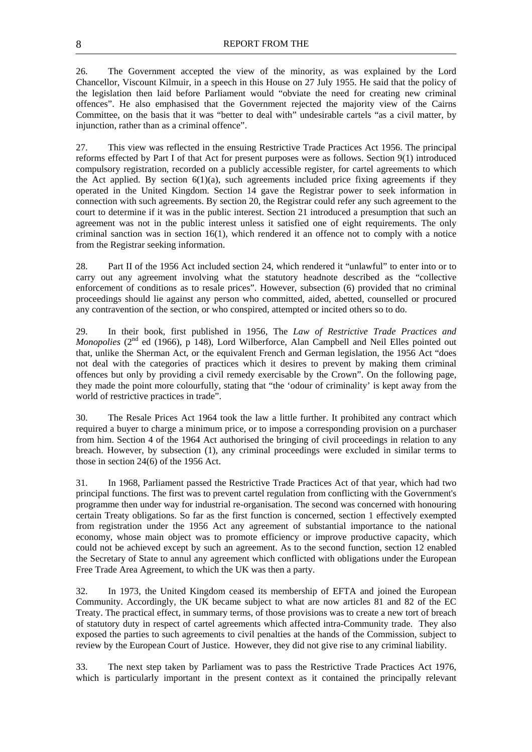26. The Government accepted the view of the minority, as was explained by the Lord Chancellor, Viscount Kilmuir, in a speech in this House on 27 July 1955. He said that the policy of the legislation then laid before Parliament would "obviate the need for creating new criminal offences". He also emphasised that the Government rejected the majority view of the Cairns Committee, on the basis that it was "better to deal with" undesirable cartels "as a civil matter, by injunction, rather than as a criminal offence".

27. This view was reflected in the ensuing Restrictive Trade Practices Act 1956. The principal reforms effected by Part I of that Act for present purposes were as follows. Section 9(1) introduced compulsory registration, recorded on a publicly accessible register, for cartel agreements to which the Act applied. By section 6(1)(a), such agreements included price fixing agreements if they operated in the United Kingdom. Section 14 gave the Registrar power to seek information in connection with such agreements. By section 20, the Registrar could refer any such agreement to the court to determine if it was in the public interest. Section 21 introduced a presumption that such an agreement was not in the public interest unless it satisfied one of eight requirements. The only criminal sanction was in section 16(1), which rendered it an offence not to comply with a notice from the Registrar seeking information.

28. Part II of the 1956 Act included section 24, which rendered it "unlawful" to enter into or to carry out any agreement involving what the statutory headnote described as the "collective enforcement of conditions as to resale prices". However, subsection (6) provided that no criminal proceedings should lie against any person who committed, aided, abetted, counselled or procured any contravention of the section, or who conspired, attempted or incited others so to do.

29. In their book, first published in 1956, The *Law of Restrictive Trade Practices and Monopolies* (2nd ed (1966), p 148), Lord Wilberforce, Alan Campbell and Neil Elles pointed out that, unlike the Sherman Act, or the equivalent French and German legislation, the 1956 Act "does not deal with the categories of practices which it desires to prevent by making them criminal offences but only by providing a civil remedy exercisable by the Crown". On the following page, they made the point more colourfully, stating that "the 'odour of criminality' is kept away from the world of restrictive practices in trade".

30. The Resale Prices Act 1964 took the law a little further. It prohibited any contract which required a buyer to charge a minimum price, or to impose a corresponding provision on a purchaser from him. Section 4 of the 1964 Act authorised the bringing of civil proceedings in relation to any breach. However, by subsection (1), any criminal proceedings were excluded in similar terms to those in section 24(6) of the 1956 Act.

31. In 1968, Parliament passed the Restrictive Trade Practices Act of that year, which had two principal functions. The first was to prevent cartel regulation from conflicting with the Government's programme then under way for industrial re-organisation. The second was concerned with honouring certain Treaty obligations. So far as the first function is concerned, section 1 effectively exempted from registration under the 1956 Act any agreement of substantial importance to the national economy, whose main object was to promote efficiency or improve productive capacity, which could not be achieved except by such an agreement. As to the second function, section 12 enabled the Secretary of State to annul any agreement which conflicted with obligations under the European Free Trade Area Agreement, to which the UK was then a party.

32. In 1973, the United Kingdom ceased its membership of EFTA and joined the European Community. Accordingly, the UK became subject to what are now articles 81 and 82 of the EC Treaty. The practical effect, in summary terms, of those provisions was to create a new tort of breach of statutory duty in respect of cartel agreements which affected intra-Community trade. They also exposed the parties to such agreements to civil penalties at the hands of the Commission, subject to review by the European Court of Justice. However, they did not give rise to any criminal liability.

33. The next step taken by Parliament was to pass the Restrictive Trade Practices Act 1976, which is particularly important in the present context as it contained the principally relevant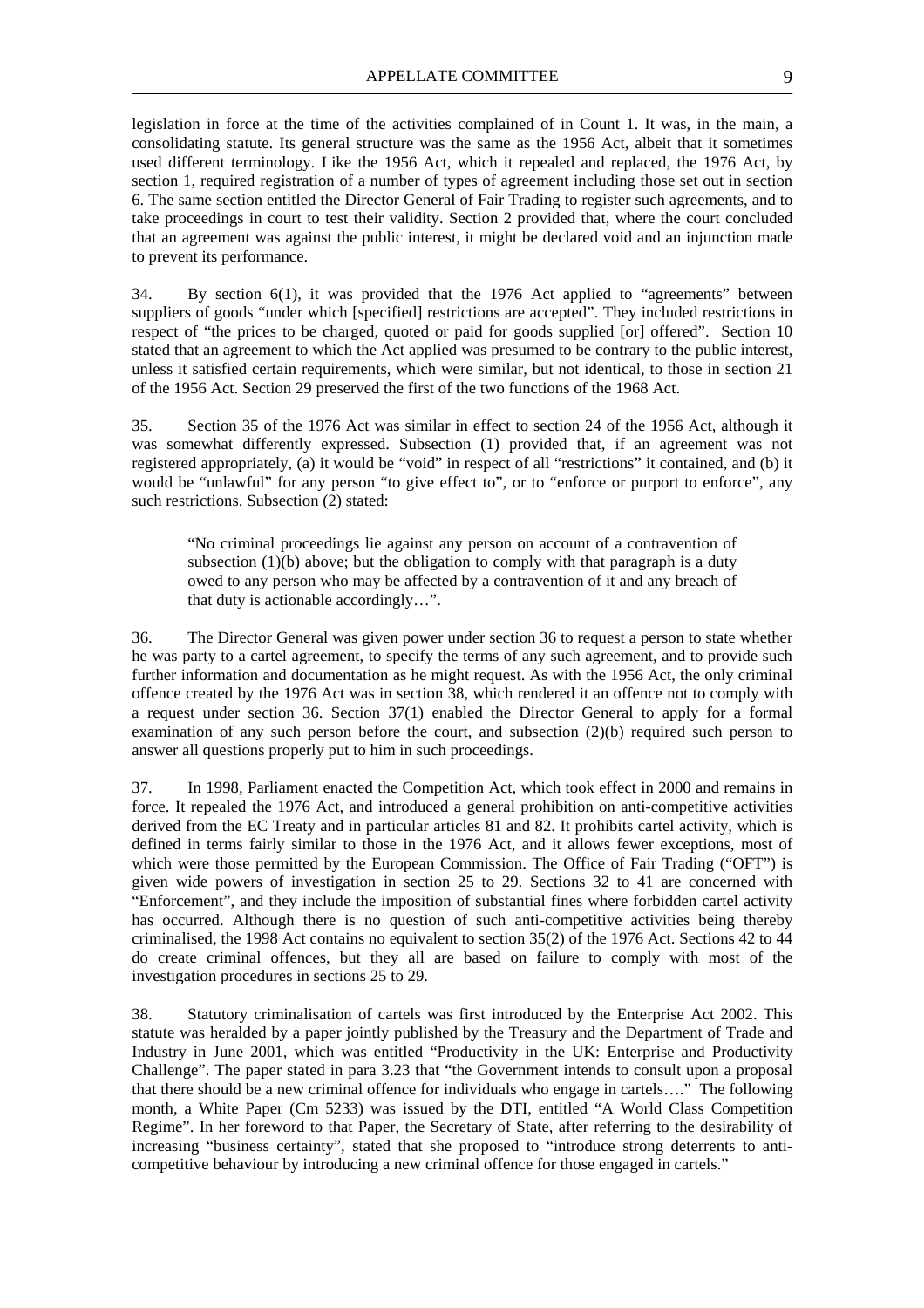legislation in force at the time of the activities complained of in Count 1. It was, in the main, a consolidating statute. Its general structure was the same as the 1956 Act, albeit that it sometimes used different terminology. Like the 1956 Act, which it repealed and replaced, the 1976 Act, by section 1, required registration of a number of types of agreement including those set out in section 6. The same section entitled the Director General of Fair Trading to register such agreements, and to take proceedings in court to test their validity. Section 2 provided that, where the court concluded that an agreement was against the public interest, it might be declared void and an injunction made to prevent its performance.

34. By section 6(1), it was provided that the 1976 Act applied to "agreements" between suppliers of goods "under which [specified] restrictions are accepted". They included restrictions in respect of "the prices to be charged, quoted or paid for goods supplied [or] offered". Section 10 stated that an agreement to which the Act applied was presumed to be contrary to the public interest, unless it satisfied certain requirements, which were similar, but not identical, to those in section 21 of the 1956 Act. Section 29 preserved the first of the two functions of the 1968 Act.

35. Section 35 of the 1976 Act was similar in effect to section 24 of the 1956 Act, although it was somewhat differently expressed. Subsection (1) provided that, if an agreement was not registered appropriately, (a) it would be "void" in respect of all "restrictions" it contained, and (b) it would be "unlawful" for any person "to give effect to", or to "enforce or purport to enforce", any such restrictions. Subsection (2) stated:

> "No criminal proceedings lie against any person on account of a contravention of subsection (1)(b) above; but the obligation to comply with that paragraph is a duty owed to any person who may be affected by a contravention of it and any breach of that duty is actionable accordingly…".

36. The Director General was given power under section 36 to request a person to state whether he was party to a cartel agreement, to specify the terms of any such agreement, and to provide such further information and documentation as he might request. As with the 1956 Act, the only criminal offence created by the 1976 Act was in section 38, which rendered it an offence not to comply with a request under section 36. Section 37(1) enabled the Director General to apply for a formal examination of any such person before the court, and subsection (2)(b) required such person to answer all questions properly put to him in such proceedings.

37. In 1998, Parliament enacted the Competition Act, which took effect in 2000 and remains in force. It repealed the 1976 Act, and introduced a general prohibition on anti-competitive activities derived from the EC Treaty and in particular articles 81 and 82. It prohibits cartel activity, which is defined in terms fairly similar to those in the 1976 Act, and it allows fewer exceptions, most of which were those permitted by the European Commission. The Office of Fair Trading ("OFT") is given wide powers of investigation in section 25 to 29. Sections 32 to 41 are concerned with "Enforcement", and they include the imposition of substantial fines where forbidden cartel activity has occurred. Although there is no question of such anti-competitive activities being thereby criminalised, the 1998 Act contains no equivalent to section 35(2) of the 1976 Act. Sections 42 to 44 do create criminal offences, but they all are based on failure to comply with most of the investigation procedures in sections 25 to 29.

38. Statutory criminalisation of cartels was first introduced by the Enterprise Act 2002. This statute was heralded by a paper jointly published by the Treasury and the Department of Trade and Industry in June 2001, which was entitled "Productivity in the UK: Enterprise and Productivity Challenge". The paper stated in para 3.23 that "the Government intends to consult upon a proposal that there should be a new criminal offence for individuals who engage in cartels…." The following month, a White Paper (Cm 5233) was issued by the DTI, entitled "A World Class Competition Regime". In her foreword to that Paper, the Secretary of State, after referring to the desirability of increasing "business certainty", stated that she proposed to "introduce strong deterrents to anti-competitive behaviour by introducing a new criminal offence for those engaged in cartels."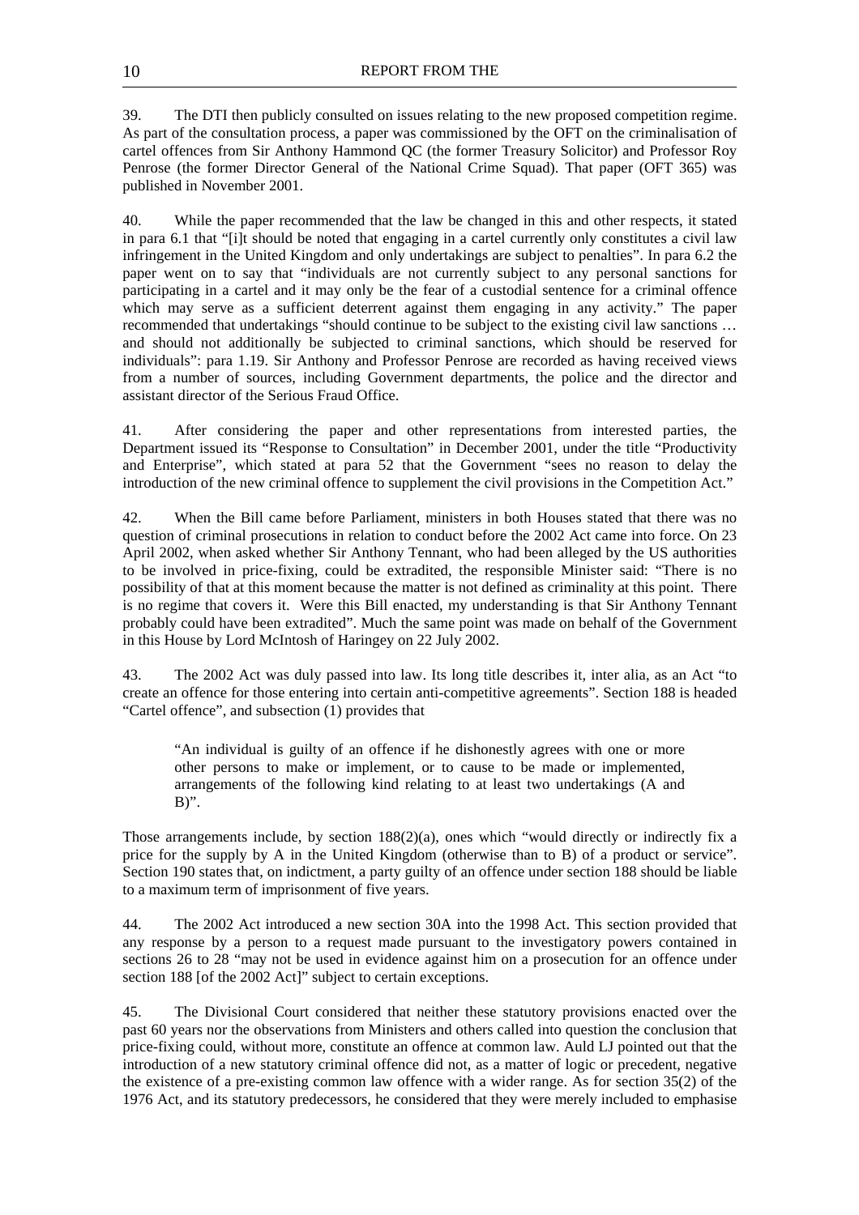39. The DTI then publicly consulted on issues relating to the new proposed competition regime. As part of the consultation process, a paper was commissioned by the OFT on the criminalisation of cartel offences from Sir Anthony Hammond QC (the former Treasury Solicitor) and Professor Roy Penrose (the former Director General of the National Crime Squad). That paper (OFT 365) was published in November 2001.

40. While the paper recommended that the law be changed in this and other respects, it stated in para 6.1 that "[i]t should be noted that engaging in a cartel currently only constitutes a civil law infringement in the United Kingdom and only undertakings are subject to penalties". In para 6.2 the paper went on to say that "individuals are not currently subject to any personal sanctions for participating in a cartel and it may only be the fear of a custodial sentence for a criminal offence which may serve as a sufficient deterrent against them engaging in any activity." The paper recommended that undertakings "should continue to be subject to the existing civil law sanctions … and should not additionally be subjected to criminal sanctions, which should be reserved for individuals": para 1.19. Sir Anthony and Professor Penrose are recorded as having received views from a number of sources, including Government departments, the police and the director and assistant director of the Serious Fraud Office.

41. After considering the paper and other representations from interested parties, the Department issued its "Response to Consultation" in December 2001, under the title "Productivity and Enterprise", which stated at para 52 that the Government "sees no reason to delay the introduction of the new criminal offence to supplement the civil provisions in the Competition Act."

42. When the Bill came before Parliament, ministers in both Houses stated that there was no question of criminal prosecutions in relation to conduct before the 2002 Act came into force. On 23 April 2002, when asked whether Sir Anthony Tennant, who had been alleged by the US authorities to be involved in price-fixing, could be extradited, the responsible Minister said: "There is no possibility of that at this moment because the matter is not defined as criminality at this point. There is no regime that covers it. Were this Bill enacted, my understanding is that Sir Anthony Tennant probably could have been extradited". Much the same point was made on behalf of the Government in this House by Lord McIntosh of Haringey on 22 July 2002.

43. The 2002 Act was duly passed into law. Its long title describes it, inter alia, as an Act "to create an offence for those entering into certain anti-competitive agreements". Section 188 is headed "Cartel offence", and subsection (1) provides that

> "An individual is guilty of an offence if he dishonestly agrees with one or more other persons to make or implement, or to cause to be made or implemented, arrangements of the following kind relating to at least two undertakings (A and B)".

Those arrangements include, by section 188(2)(a), ones which "would directly or indirectly fix a price for the supply by A in the United Kingdom (otherwise than to B) of a product or service". Section 190 states that, on indictment, a party guilty of an offence under section 188 should be liable to a maximum term of imprisonment of five years.

44. The 2002 Act introduced a new section 30A into the 1998 Act. This section provided that any response by a person to a request made pursuant to the investigatory powers contained in sections 26 to 28 "may not be used in evidence against him on a prosecution for an offence under section 188 [of the 2002 Act]" subject to certain exceptions.

45. The Divisional Court considered that neither these statutory provisions enacted over the past 60 years nor the observations from Ministers and others called into question the conclusion that price-fixing could, without more, constitute an offence at common law. Auld LJ pointed out that the introduction of a new statutory criminal offence did not, as a matter of logic or precedent, negative the existence of a pre-existing common law offence with a wider range. As for section 35(2) of the 1976 Act, and its statutory predecessors, he considered that they were merely included to emphasise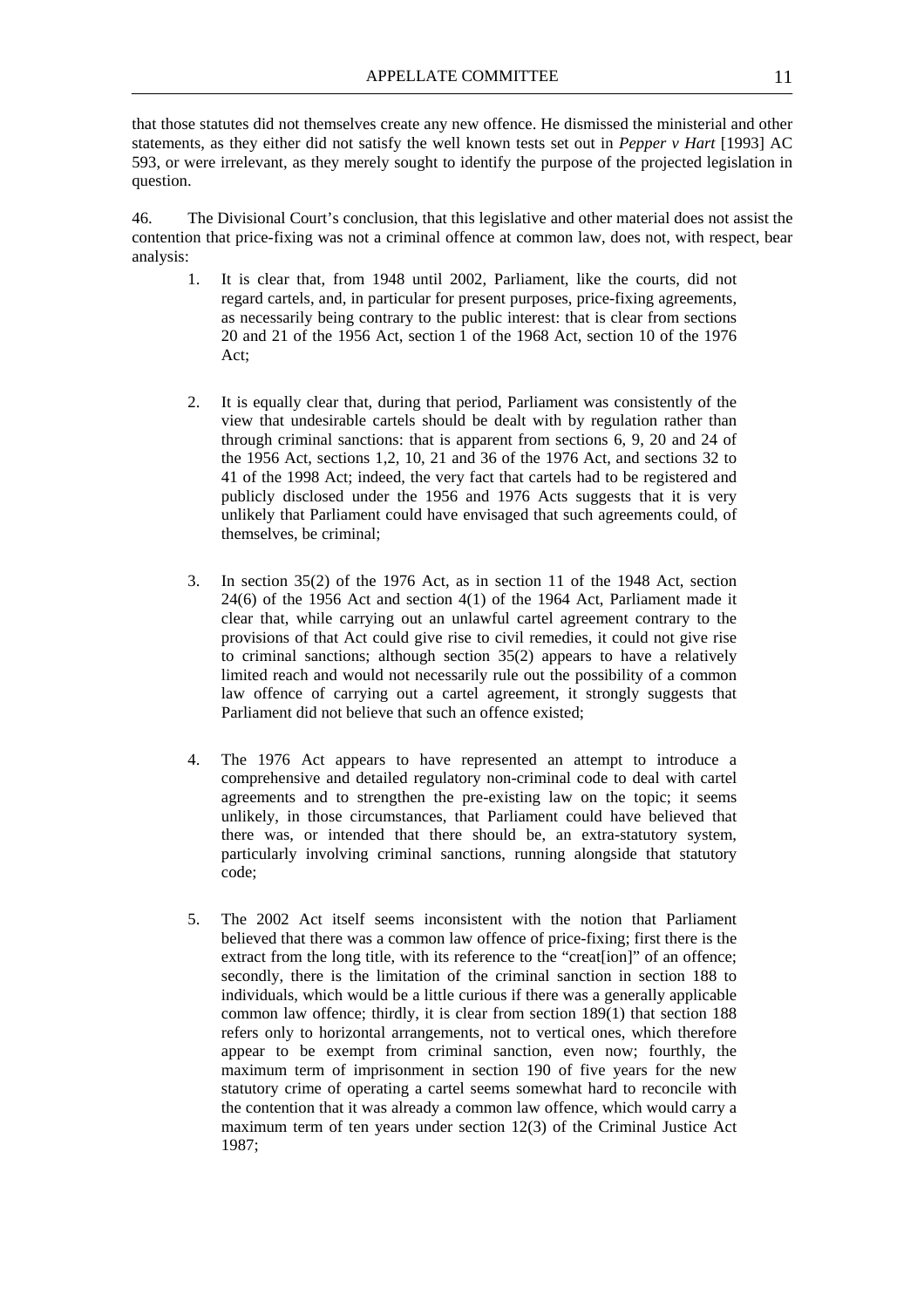that those statutes did not themselves create any new offence. He dismissed the ministerial and other statements, as they either did not satisfy the well known tests set out in *Pepper v Hart* [1993] AC 593, or were irrelevant, as they merely sought to identify the purpose of the projected legislation in question.

46. The Divisional Court's conclusion, that this legislative and other material does not assist the contention that price-fixing was not a criminal offence at common law, does not, with respect, bear analysis:

1. It is clear that, from 1948 until 2002, Parliament, like the courts, did not regard cartels, and, in particular for present purposes, price-fixing agreements, as necessarily being contrary to the public interest: that is clear from sections 20 and 21 of the 1956 Act, section 1 of the 1968 Act, section 10 of the 1976 Act;

2. It is equally clear that, during that period, Parliament was consistently of the view that undesirable cartels should be dealt with by regulation rather than through criminal sanctions: that is apparent from sections 6, 9, 20 and 24 of the 1956 Act, sections 1,2, 10, 21 and 36 of the 1976 Act, and sections 32 to 41 of the 1998 Act; indeed, the very fact that cartels had to be registered and publicly disclosed under the 1956 and 1976 Acts suggests that it is very unlikely that Parliament could have envisaged that such agreements could, of themselves, be criminal;

3. In section 35(2) of the 1976 Act, as in section 11 of the 1948 Act, section 24(6) of the 1956 Act and section 4(1) of the 1964 Act, Parliament made it clear that, while carrying out an unlawful cartel agreement contrary to the provisions of that Act could give rise to civil remedies, it could not give rise to criminal sanctions; although section 35(2) appears to have a relatively limited reach and would not necessarily rule out the possibility of a common law offence of carrying out a cartel agreement, it strongly suggests that Parliament did not believe that such an offence existed;

4. The 1976 Act appears to have represented an attempt to introduce a comprehensive and detailed regulatory non-criminal code to deal with cartel agreements and to strengthen the pre-existing law on the topic; it seems unlikely, in those circumstances, that Parliament could have believed that there was, or intended that there should be, an extra-statutory system, particularly involving criminal sanctions, running alongside that statutory code;

5. The 2002 Act itself seems inconsistent with the notion that Parliament believed that there was a common law offence of price-fixing; first there is the extract from the long title, with its reference to the "creat[ion]" of an offence; secondly, there is the limitation of the criminal sanction in section 188 to individuals, which would be a little curious if there was a generally applicable common law offence; thirdly, it is clear from section 189(1) that section 188 refers only to horizontal arrangements, not to vertical ones, which therefore appear to be exempt from criminal sanction, even now; fourthly, the maximum term of imprisonment in section 190 of five years for the new statutory crime of operating a cartel seems somewhat hard to reconcile with the contention that it was already a common law offence, which would carry a maximum term of ten years under section 12(3) of the Criminal Justice Act 1987;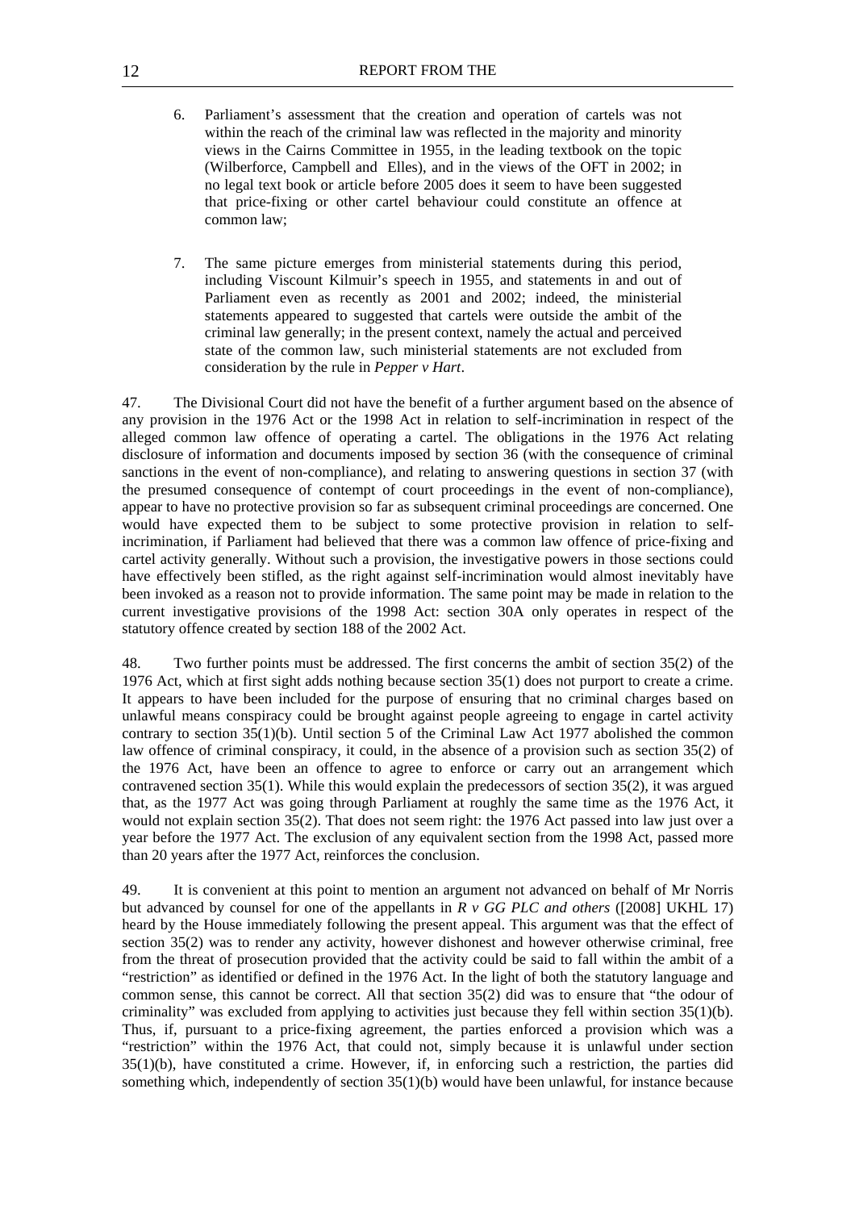6. Parliament's assessment that the creation and operation of cartels was not within the reach of the criminal law was reflected in the majority and minority views in the Cairns Committee in 1955, in the leading textbook on the topic (Wilberforce, Campbell and Elles), and in the views of the OFT in 2002; in no legal text book or article before 2005 does it seem to have been suggested that price-fixing or other cartel behaviour could constitute an offence at common law;

7. The same picture emerges from ministerial statements during this period, including Viscount Kilmuir's speech in 1955, and statements in and out of Parliament even as recently as 2001 and 2002; indeed, the ministerial statements appeared to suggested that cartels were outside the ambit of the criminal law generally; in the present context, namely the actual and perceived state of the common law, such ministerial statements are not excluded from consideration by the rule in *Pepper v Hart*.

47. The Divisional Court did not have the benefit of a further argument based on the absence of any provision in the 1976 Act or the 1998 Act in relation to self-incrimination in respect of the alleged common law offence of operating a cartel. The obligations in the 1976 Act relating disclosure of information and documents imposed by section 36 (with the consequence of criminal sanctions in the event of non-compliance), and relating to answering questions in section 37 (with the presumed consequence of contempt of court proceedings in the event of non-compliance), appear to have no protective provision so far as subsequent criminal proceedings are concerned. One would have expected them to be subject to some protective provision in relation to self-incrimination, if Parliament had believed that there was a common law offence of price-fixing and cartel activity generally. Without such a provision, the investigative powers in those sections could have effectively been stifled, as the right against self-incrimination would almost inevitably have been invoked as a reason not to provide information. The same point may be made in relation to the current investigative provisions of the 1998 Act: section 30A only operates in respect of the statutory offence created by section 188 of the 2002 Act.

48. Two further points must be addressed. The first concerns the ambit of section 35(2) of the 1976 Act, which at first sight adds nothing because section 35(1) does not purport to create a crime. It appears to have been included for the purpose of ensuring that no criminal charges based on unlawful means conspiracy could be brought against people agreeing to engage in cartel activity contrary to section 35(1)(b). Until section 5 of the Criminal Law Act 1977 abolished the common law offence of criminal conspiracy, it could, in the absence of a provision such as section 35(2) of the 1976 Act, have been an offence to agree to enforce or carry out an arrangement which contravened section 35(1). While this would explain the predecessors of section 35(2), it was argued that, as the 1977 Act was going through Parliament at roughly the same time as the 1976 Act, it would not explain section 35(2). That does not seem right: the 1976 Act passed into law just over a year before the 1977 Act. The exclusion of any equivalent section from the 1998 Act, passed more than 20 years after the 1977 Act, reinforces the conclusion.

49. It is convenient at this point to mention an argument not advanced on behalf of Mr Norris but advanced by counsel for one of the appellants in *R v GG PLC and others* ([2008] UKHL 17) heard by the House immediately following the present appeal. This argument was that the effect of section 35(2) was to render any activity, however dishonest and however otherwise criminal, free from the threat of prosecution provided that the activity could be said to fall within the ambit of a "restriction" as identified or defined in the 1976 Act. In the light of both the statutory language and common sense, this cannot be correct. All that section 35(2) did was to ensure that "the odour of criminality" was excluded from applying to activities just because they fell within section 35(1)(b). Thus, if, pursuant to a price-fixing agreement, the parties enforced a provision which was a "restriction" within the 1976 Act, that could not, simply because it is unlawful under section 35(1)(b), have constituted a crime. However, if, in enforcing such a restriction, the parties did something which, independently of section 35(1)(b) would have been unlawful, for instance because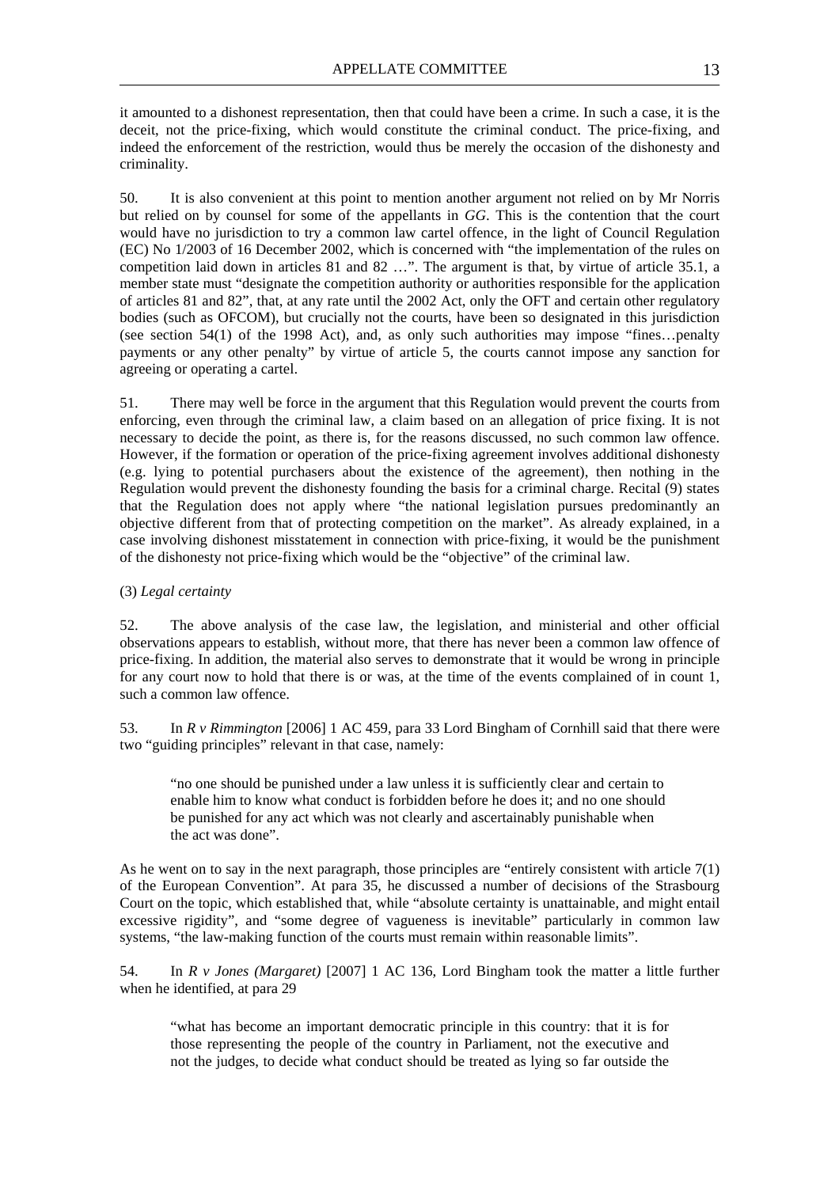it amounted to a dishonest representation, then that could have been a crime. In such a case, it is the deceit, not the price-fixing, which would constitute the criminal conduct. The price-fixing, and indeed the enforcement of the restriction, would thus be merely the occasion of the dishonesty and criminality.

50. It is also convenient at this point to mention another argument not relied on by Mr Norris but relied on by counsel for some of the appellants in *GG*. This is the contention that the court would have no jurisdiction to try a common law cartel offence, in the light of Council Regulation (EC) No 1/2003 of 16 December 2002, which is concerned with "the implementation of the rules on competition laid down in articles 81 and 82 …". The argument is that, by virtue of article 35.1, a member state must "designate the competition authority or authorities responsible for the application of articles 81 and 82", that, at any rate until the 2002 Act, only the OFT and certain other regulatory bodies (such as OFCOM), but crucially not the courts, have been so designated in this jurisdiction (see section 54(1) of the 1998 Act), and, as only such authorities may impose "fines…penalty payments or any other penalty" by virtue of article 5, the courts cannot impose any sanction for agreeing or operating a cartel.

51. There may well be force in the argument that this Regulation would prevent the courts from enforcing, even through the criminal law, a claim based on an allegation of price fixing. It is not necessary to decide the point, as there is, for the reasons discussed, no such common law offence. However, if the formation or operation of the price-fixing agreement involves additional dishonesty (e.g. lying to potential purchasers about the existence of the agreement), then nothing in the Regulation would prevent the dishonesty founding the basis for a criminal charge. Recital (9) states that the Regulation does not apply where "the national legislation pursues predominantly an objective different from that of protecting competition on the market". As already explained, in a case involving dishonest misstatement in connection with price-fixing, it would be the punishment of the dishonesty not price-fixing which would be the "objective" of the criminal law.

(3) *Legal certainty*

52. The above analysis of the case law, the legislation, and ministerial and other official observations appears to establish, without more, that there has never been a common law offence of price-fixing. In addition, the material also serves to demonstrate that it would be wrong in principle for any court now to hold that there is or was, at the time of the events complained of in count 1, such a common law offence.

53. In *R v Rimmington* [2006] 1 AC 459, para 33 Lord Bingham of Cornhill said that there were two "guiding principles" relevant in that case, namely:

> "no one should be punished under a law unless it is sufficiently clear and certain to enable him to know what conduct is forbidden before he does it; and no one should be punished for any act which was not clearly and ascertainably punishable when the act was done".

As he went on to say in the next paragraph, those principles are "entirely consistent with article 7(1) of the European Convention". At para 35, he discussed a number of decisions of the Strasbourg Court on the topic, which established that, while "absolute certainty is unattainable, and might entail excessive rigidity", and "some degree of vagueness is inevitable" particularly in common law systems, "the law-making function of the courts must remain within reasonable limits".

54. In *R v Jones (Margaret)* [2007] 1 AC 136, Lord Bingham took the matter a little further when he identified, at para 29

> "what has become an important democratic principle in this country: that it is for those representing the people of the country in Parliament, not the executive and not the judges, to decide what conduct should be treated as lying so far outside the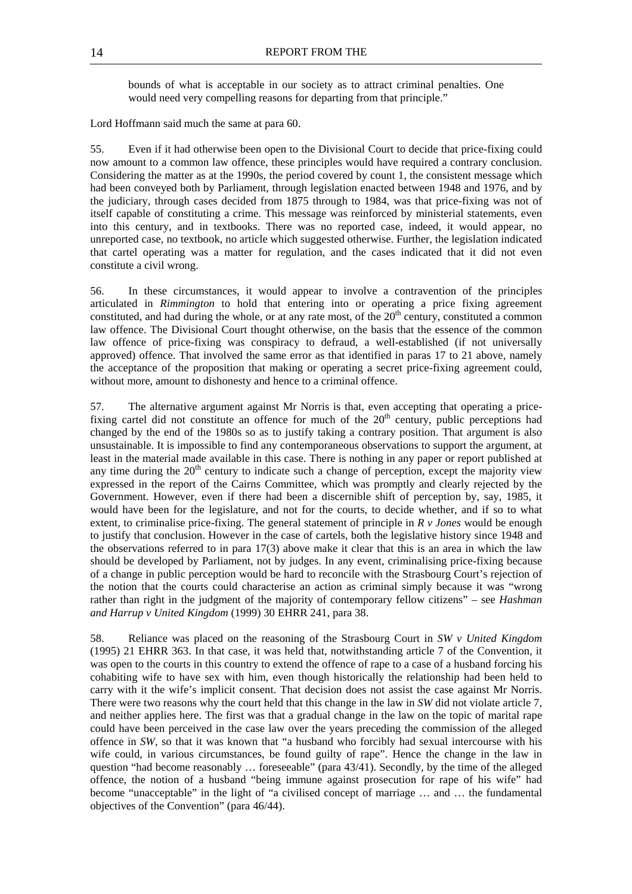bounds of what is acceptable in our society as to attract criminal penalties. One would need very compelling reasons for departing from that principle."

Lord Hoffmann said much the same at para 60.

55. Even if it had otherwise been open to the Divisional Court to decide that price-fixing could now amount to a common law offence, these principles would have required a contrary conclusion. Considering the matter as at the 1990s, the period covered by count 1, the consistent message which had been conveyed both by Parliament, through legislation enacted between 1948 and 1976, and by the judiciary, through cases decided from 1875 through to 1984, was that price-fixing was not of itself capable of constituting a crime. This message was reinforced by ministerial statements, even into this century, and in textbooks. There was no reported case, indeed, it would appear, no unreported case, no textbook, no article which suggested otherwise. Further, the legislation indicated that cartel operating was a matter for regulation, and the cases indicated that it did not even constitute a civil wrong.

56. In these circumstances, it would appear to involve a contravention of the principles articulated in *Rimmington* to hold that entering into or operating a price fixing agreement constituted, and had during the whole, or at any rate most, of the 20th century, constituted a common law offence. The Divisional Court thought otherwise, on the basis that the essence of the common law offence of price-fixing was conspiracy to defraud, a well-established (if not universally approved) offence. That involved the same error as that identified in paras 17 to 21 above, namely the acceptance of the proposition that making or operating a secret price-fixing agreement could, without more, amount to dishonesty and hence to a criminal offence.

57. The alternative argument against Mr Norris is that, even accepting that operating a price-fixing cartel did not constitute an offence for much of the 20th century, public perceptions had changed by the end of the 1980s so as to justify taking a contrary position. That argument is also unsustainable. It is impossible to find any contemporaneous observations to support the argument, at least in the material made available in this case. There is nothing in any paper or report published at any time during the 20th century to indicate such a change of perception, except the majority view expressed in the report of the Cairns Committee, which was promptly and clearly rejected by the Government. However, even if there had been a discernible shift of perception by, say, 1985, it would have been for the legislature, and not for the courts, to decide whether, and if so to what extent, to criminalise price-fixing. The general statement of principle in *R v Jones* would be enough to justify that conclusion. However in the case of cartels, both the legislative history since 1948 and the observations referred to in para 17(3) above make it clear that this is an area in which the law should be developed by Parliament, not by judges. In any event, criminalising price-fixing because of a change in public perception would be hard to reconcile with the Strasbourg Court's rejection of the notion that the courts could characterise an action as criminal simply because it was "wrong rather than right in the judgment of the majority of contemporary fellow citizens" – see *Hashman and Harrup v United Kingdom* (1999) 30 EHRR 241, para 38.

58. Reliance was placed on the reasoning of the Strasbourg Court in *SW v United Kingdom* (1995) 21 EHRR 363. In that case, it was held that, notwithstanding article 7 of the Convention, it was open to the courts in this country to extend the offence of rape to a case of a husband forcing his cohabiting wife to have sex with him, even though historically the relationship had been held to carry with it the wife's implicit consent. That decision does not assist the case against Mr Norris. There were two reasons why the court held that this change in the law in *SW* did not violate article 7, and neither applies here. The first was that a gradual change in the law on the topic of marital rape could have been perceived in the case law over the years preceding the commission of the alleged offence in *SW*, so that it was known that "a husband who forcibly had sexual intercourse with his wife could, in various circumstances, be found guilty of rape". Hence the change in the law in question "had become reasonably … foreseeable" (para 43/41). Secondly, by the time of the alleged offence, the notion of a husband "being immune against prosecution for rape of his wife" had become "unacceptable" in the light of "a civilised concept of marriage … and … the fundamental objectives of the Convention" (para 46/44).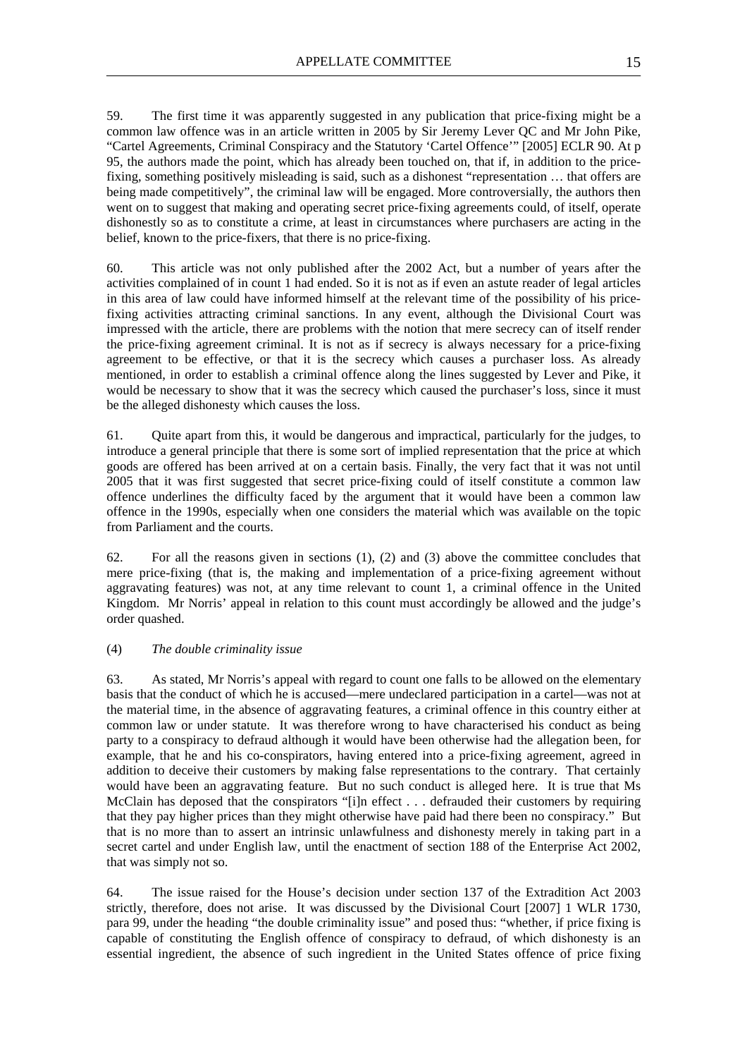59. The first time it was apparently suggested in any publication that price-fixing might be a common law offence was in an article written in 2005 by Sir Jeremy Lever QC and Mr John Pike, "Cartel Agreements, Criminal Conspiracy and the Statutory 'Cartel Offence'" [2005] ECLR 90. At p 95, the authors made the point, which has already been touched on, that if, in addition to the price-fixing, something positively misleading is said, such as a dishonest "representation … that offers are being made competitively", the criminal law will be engaged. More controversially, the authors then went on to suggest that making and operating secret price-fixing agreements could, of itself, operate dishonestly so as to constitute a crime, at least in circumstances where purchasers are acting in the belief, known to the price-fixers, that there is no price-fixing.

60. This article was not only published after the 2002 Act, but a number of years after the activities complained of in count 1 had ended. So it is not as if even an astute reader of legal articles in this area of law could have informed himself at the relevant time of the possibility of his price-fixing activities attracting criminal sanctions. In any event, although the Divisional Court was impressed with the article, there are problems with the notion that mere secrecy can of itself render the price-fixing agreement criminal. It is not as if secrecy is always necessary for a price-fixing agreement to be effective, or that it is the secrecy which causes a purchaser loss. As already mentioned, in order to establish a criminal offence along the lines suggested by Lever and Pike, it would be necessary to show that it was the secrecy which caused the purchaser's loss, since it must be the alleged dishonesty which causes the loss.

61. Quite apart from this, it would be dangerous and impractical, particularly for the judges, to introduce a general principle that there is some sort of implied representation that the price at which goods are offered has been arrived at on a certain basis. Finally, the very fact that it was not until 2005 that it was first suggested that secret price-fixing could of itself constitute a common law offence underlines the difficulty faced by the argument that it would have been a common law offence in the 1990s, especially when one considers the material which was available on the topic from Parliament and the courts.

62. For all the reasons given in sections (1), (2) and (3) above the committee concludes that mere price-fixing (that is, the making and implementation of a price-fixing agreement without aggravating features) was not, at any time relevant to count 1, a criminal offence in the United Kingdom. Mr Norris' appeal in relation to this count must accordingly be allowed and the judge's order quashed.

(4) *The double criminality issue*

63. As stated, Mr Norris's appeal with regard to count one falls to be allowed on the elementary basis that the conduct of which he is accused—mere undeclared participation in a cartel—was not at the material time, in the absence of aggravating features, a criminal offence in this country either at common law or under statute. It was therefore wrong to have characterised his conduct as being party to a conspiracy to defraud although it would have been otherwise had the allegation been, for example, that he and his co-conspirators, having entered into a price-fixing agreement, agreed in addition to deceive their customers by making false representations to the contrary. That certainly would have been an aggravating feature. But no such conduct is alleged here. It is true that Ms McClain has deposed that the conspirators "[i]n effect . . . defrauded their customers by requiring that they pay higher prices than they might otherwise have paid had there been no conspiracy." But that is no more than to assert an intrinsic unlawfulness and dishonesty merely in taking part in a secret cartel and under English law, until the enactment of section 188 of the Enterprise Act 2002, that was simply not so.

64. The issue raised for the House's decision under section 137 of the Extradition Act 2003 strictly, therefore, does not arise. It was discussed by the Divisional Court [2007] 1 WLR 1730, para 99, under the heading "the double criminality issue" and posed thus: "whether, if price fixing is capable of constituting the English offence of conspiracy to defraud, of which dishonesty is an essential ingredient, the absence of such ingredient in the United States offence of price fixing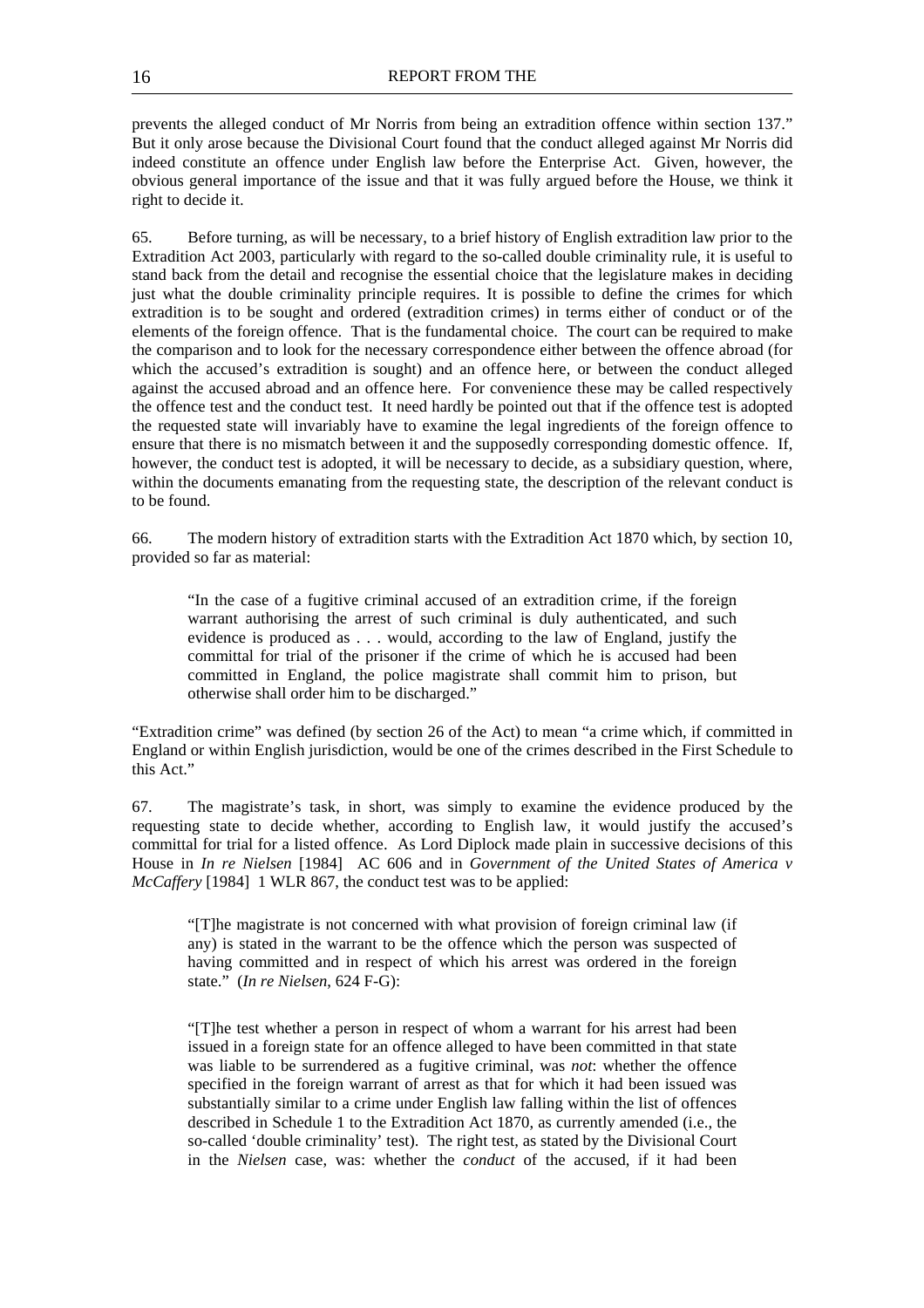prevents the alleged conduct of Mr Norris from being an extradition offence within section 137." But it only arose because the Divisional Court found that the conduct alleged against Mr Norris did indeed constitute an offence under English law before the Enterprise Act. Given, however, the obvious general importance of the issue and that it was fully argued before the House, we think it right to decide it.

65. Before turning, as will be necessary, to a brief history of English extradition law prior to the Extradition Act 2003, particularly with regard to the so-called double criminality rule, it is useful to stand back from the detail and recognise the essential choice that the legislature makes in deciding just what the double criminality principle requires. It is possible to define the crimes for which extradition is to be sought and ordered (extradition crimes) in terms either of conduct or of the elements of the foreign offence. That is the fundamental choice. The court can be required to make the comparison and to look for the necessary correspondence either between the offence abroad (for which the accused's extradition is sought) and an offence here, or between the conduct alleged against the accused abroad and an offence here. For convenience these may be called respectively the offence test and the conduct test. It need hardly be pointed out that if the offence test is adopted the requested state will invariably have to examine the legal ingredients of the foreign offence to ensure that there is no mismatch between it and the supposedly corresponding domestic offence. If, however, the conduct test is adopted, it will be necessary to decide, as a subsidiary question, where, within the documents emanating from the requesting state, the description of the relevant conduct is to be found.

66. The modern history of extradition starts with the Extradition Act 1870 which, by section 10, provided so far as material:

> "In the case of a fugitive criminal accused of an extradition crime, if the foreign warrant authorising the arrest of such criminal is duly authenticated, and such evidence is produced as . . . would, according to the law of England, justify the committal for trial of the prisoner if the crime of which he is accused had been committed in England, the police magistrate shall commit him to prison, but otherwise shall order him to be discharged."

"Extradition crime" was defined (by section 26 of the Act) to mean "a crime which, if committed in England or within English jurisdiction, would be one of the crimes described in the First Schedule to this Act."

67. The magistrate's task, in short, was simply to examine the evidence produced by the requesting state to decide whether, according to English law, it would justify the accused's committal for trial for a listed offence. As Lord Diplock made plain in successive decisions of this House in *In re Nielsen* [1984] AC 606 and in *Government of the United States of America v McCaffery* [1984] 1 WLR 867, the conduct test was to be applied:

> "[T]he magistrate is not concerned with what provision of foreign criminal law (if any) is stated in the warrant to be the offence which the person was suspected of having committed and in respect of which his arrest was ordered in the foreign state." (*In re Nielsen*, 624 F-G):

> "[T]he test whether a person in respect of whom a warrant for his arrest had been issued in a foreign state for an offence alleged to have been committed in that state was liable to be surrendered as a fugitive criminal, was *not*: whether the offence specified in the foreign warrant of arrest as that for which it had been issued was substantially similar to a crime under English law falling within the list of offences described in Schedule 1 to the Extradition Act 1870, as currently amended (i.e., the so-called 'double criminality' test). The right test, as stated by the Divisional Court in the *Nielsen* case, was: whether the *conduct* of the accused, if it had been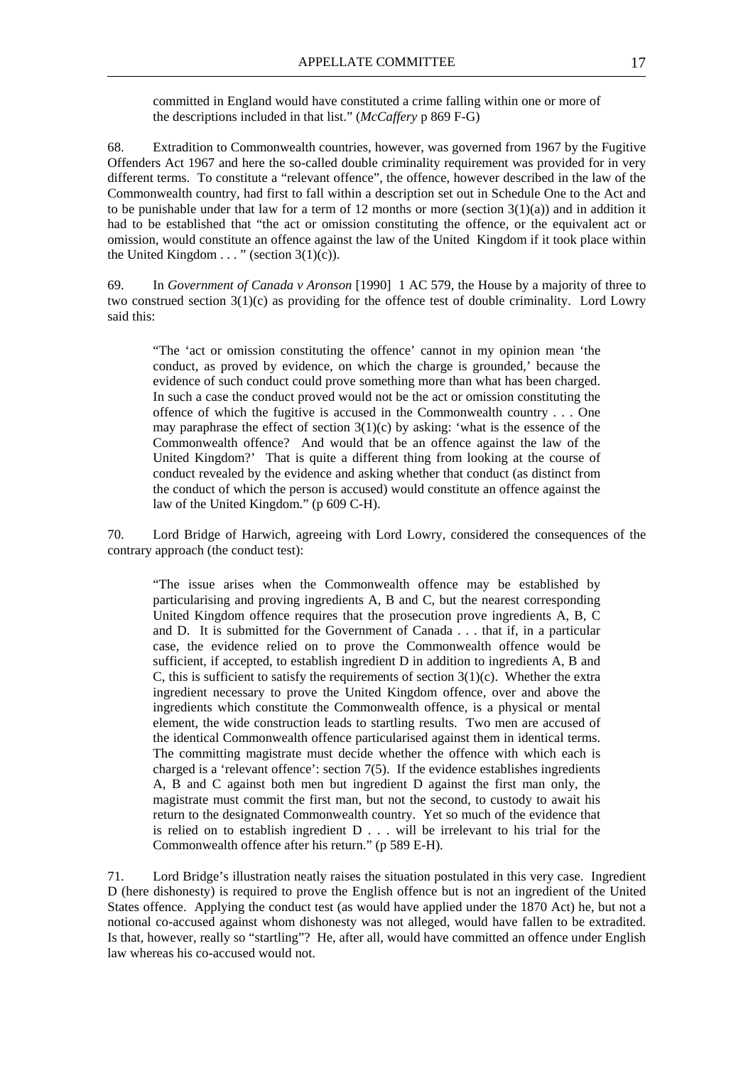> committed in England would have constituted a crime falling within one or more of the descriptions included in that list." (*McCaffery* p 869 F-G)

68. Extradition to Commonwealth countries, however, was governed from 1967 by the Fugitive Offenders Act 1967 and here the so-called double criminality requirement was provided for in very different terms. To constitute a "relevant offence", the offence, however described in the law of the Commonwealth country, had first to fall within a description set out in Schedule One to the Act and to be punishable under that law for a term of 12 months or more (section 3(1)(a)) and in addition it had to be established that "the act or omission constituting the offence, or the equivalent act or omission, would constitute an offence against the law of the United Kingdom if it took place within the United Kingdom . . . " (section 3(1)(c)).

69. In *Government of Canada v Aronson* [1990] 1 AC 579, the House by a majority of three to two construed section 3(1)(c) as providing for the offence test of double criminality. Lord Lowry said this:

> "The 'act or omission constituting the offence' cannot in my opinion mean 'the conduct, as proved by evidence, on which the charge is grounded,' because the evidence of such conduct could prove something more than what has been charged. In such a case the conduct proved would not be the act or omission constituting the offence of which the fugitive is accused in the Commonwealth country . . . One may paraphrase the effect of section 3(1)(c) by asking: 'what is the essence of the Commonwealth offence? And would that be an offence against the law of the United Kingdom?' That is quite a different thing from looking at the course of conduct revealed by the evidence and asking whether that conduct (as distinct from the conduct of which the person is accused) would constitute an offence against the law of the United Kingdom." (p 609 C-H).

70. Lord Bridge of Harwich, agreeing with Lord Lowry, considered the consequences of the contrary approach (the conduct test):

> "The issue arises when the Commonwealth offence may be established by particularising and proving ingredients A, B and C, but the nearest corresponding United Kingdom offence requires that the prosecution prove ingredients A, B, C and D. It is submitted for the Government of Canada . . . that if, in a particular case, the evidence relied on to prove the Commonwealth offence would be sufficient, if accepted, to establish ingredient D in addition to ingredients A, B and C, this is sufficient to satisfy the requirements of section 3(1)(c). Whether the extra ingredient necessary to prove the United Kingdom offence, over and above the ingredients which constitute the Commonwealth offence, is a physical or mental element, the wide construction leads to startling results. Two men are accused of the identical Commonwealth offence particularised against them in identical terms. The committing magistrate must decide whether the offence with which each is charged is a 'relevant offence': section 7(5). If the evidence establishes ingredients A, B and C against both men but ingredient D against the first man only, the magistrate must commit the first man, but not the second, to custody to await his return to the designated Commonwealth country. Yet so much of the evidence that is relied on to establish ingredient D . . . will be irrelevant to his trial for the Commonwealth offence after his return." (p 589 E-H).

71. Lord Bridge's illustration neatly raises the situation postulated in this very case. Ingredient D (here dishonesty) is required to prove the English offence but is not an ingredient of the United States offence. Applying the conduct test (as would have applied under the 1870 Act) he, but not a notional co-accused against whom dishonesty was not alleged, would have fallen to be extradited. Is that, however, really so "startling"? He, after all, would have committed an offence under English law whereas his co-accused would not.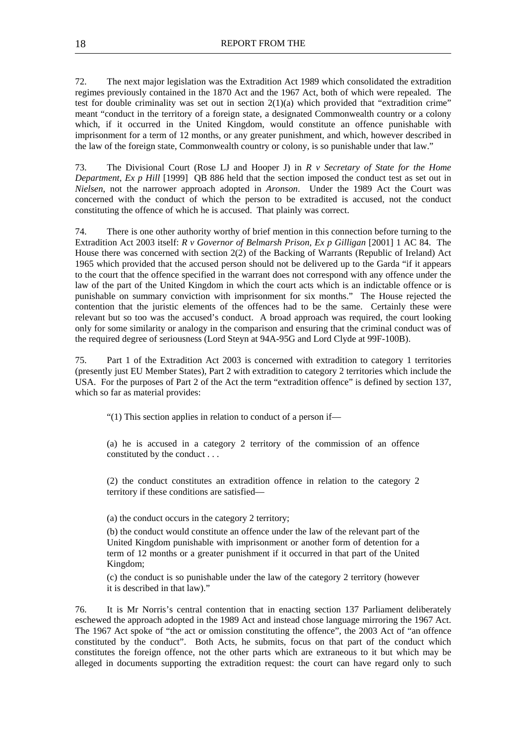72. The next major legislation was the Extradition Act 1989 which consolidated the extradition regimes previously contained in the 1870 Act and the 1967 Act, both of which were repealed. The test for double criminality was set out in section 2(1)(a) which provided that "extradition crime" meant "conduct in the territory of a foreign state, a designated Commonwealth country or a colony which, if it occurred in the United Kingdom, would constitute an offence punishable with imprisonment for a term of 12 months, or any greater punishment, and which, however described in the law of the foreign state, Commonwealth country or colony, is so punishable under that law."

73. The Divisional Court (Rose LJ and Hooper J) in *R v Secretary of State for the Home Department, Ex p Hill* [1999] QB 886 held that the section imposed the conduct test as set out in *Nielsen*, not the narrower approach adopted in *Aronson*. Under the 1989 Act the Court was concerned with the conduct of which the person to be extradited is accused, not the conduct constituting the offence of which he is accused. That plainly was correct.

74. There is one other authority worthy of brief mention in this connection before turning to the Extradition Act 2003 itself: *R v Governor of Belmarsh Prison, Ex p Gilligan* [2001] 1 AC 84. The House there was concerned with section 2(2) of the Backing of Warrants (Republic of Ireland) Act 1965 which provided that the accused person should not be delivered up to the Garda "if it appears to the court that the offence specified in the warrant does not correspond with any offence under the law of the part of the United Kingdom in which the court acts which is an indictable offence or is punishable on summary conviction with imprisonment for six months." The House rejected the contention that the juristic elements of the offences had to be the same. Certainly these were relevant but so too was the accused's conduct. A broad approach was required, the court looking only for some similarity or analogy in the comparison and ensuring that the criminal conduct was of the required degree of seriousness (Lord Steyn at 94A-95G and Lord Clyde at 99F-100B).

75. Part 1 of the Extradition Act 2003 is concerned with extradition to category 1 territories (presently just EU Member States), Part 2 with extradition to category 2 territories which include the USA. For the purposes of Part 2 of the Act the term "extradition offence" is defined by section 137, which so far as material provides:

> "(1) This section applies in relation to conduct of a person if—
>
> (a) he is accused in a category 2 territory of the commission of an offence constituted by the conduct . . .
>
> (2) the conduct constitutes an extradition offence in relation to the category 2 territory if these conditions are satisfied—
>
> (a) the conduct occurs in the category 2 territory;
>
> (b) the conduct would constitute an offence under the law of the relevant part of the United Kingdom punishable with imprisonment or another form of detention for a term of 12 months or a greater punishment if it occurred in that part of the United Kingdom;
>
> (c) the conduct is so punishable under the law of the category 2 territory (however it is described in that law)."

76. It is Mr Norris's central contention that in enacting section 137 Parliament deliberately eschewed the approach adopted in the 1989 Act and instead chose language mirroring the 1967 Act. The 1967 Act spoke of "the act or omission constituting the offence", the 2003 Act of "an offence constituted by the conduct". Both Acts, he submits, focus on that part of the conduct which constitutes the foreign offence, not the other parts which are extraneous to it but which may be alleged in documents supporting the extradition request: the court can have regard only to such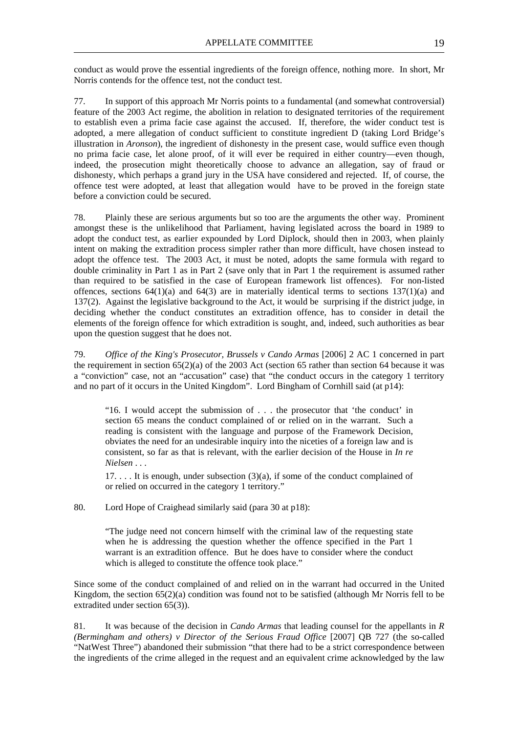conduct as would prove the essential ingredients of the foreign offence, nothing more. In short, Mr Norris contends for the offence test, not the conduct test.

77. In support of this approach Mr Norris points to a fundamental (and somewhat controversial) feature of the 2003 Act regime, the abolition in relation to designated territories of the requirement to establish even a prima facie case against the accused. If, therefore, the wider conduct test is adopted, a mere allegation of conduct sufficient to constitute ingredient D (taking Lord Bridge's illustration in *Aronson*), the ingredient of dishonesty in the present case, would suffice even though no prima facie case, let alone proof, of it will ever be required in either country—even though, indeed, the prosecution might theoretically choose to advance an allegation, say of fraud or dishonesty, which perhaps a grand jury in the USA have considered and rejected. If, of course, the offence test were adopted, at least that allegation would have to be proved in the foreign state before a conviction could be secured.

78. Plainly these are serious arguments but so too are the arguments the other way. Prominent amongst these is the unlikelihood that Parliament, having legislated across the board in 1989 to adopt the conduct test, as earlier expounded by Lord Diplock, should then in 2003, when plainly intent on making the extradition process simpler rather than more difficult, have chosen instead to adopt the offence test. The 2003 Act, it must be noted, adopts the same formula with regard to double criminality in Part 1 as in Part 2 (save only that in Part 1 the requirement is assumed rather than required to be satisfied in the case of European framework list offences). For non-listed offences, sections 64(1)(a) and 64(3) are in materially identical terms to sections 137(1)(a) and 137(2). Against the legislative background to the Act, it would be surprising if the district judge, in deciding whether the conduct constitutes an extradition offence, has to consider in detail the elements of the foreign offence for which extradition is sought, and, indeed, such authorities as bear upon the question suggest that he does not.

79. *Office of the King's Prosecutor, Brussels v Cando Armas* [2006] 2 AC 1 concerned in part the requirement in section 65(2)(a) of the 2003 Act (section 65 rather than section 64 because it was a "conviction" case, not an "accusation" case) that "the conduct occurs in the category 1 territory and no part of it occurs in the United Kingdom". Lord Bingham of Cornhill said (at p14):

> "16. I would accept the submission of . . . the prosecutor that 'the conduct' in section 65 means the conduct complained of or relied on in the warrant. Such a reading is consistent with the language and purpose of the Framework Decision, obviates the need for an undesirable inquiry into the niceties of a foreign law and is consistent, so far as that is relevant, with the earlier decision of the House in *In re Nielsen* . . .
>
> 17. . . . It is enough, under subsection (3)(a), if some of the conduct complained of or relied on occurred in the category 1 territory."

80. Lord Hope of Craighead similarly said (para 30 at p18):

> "The judge need not concern himself with the criminal law of the requesting state when he is addressing the question whether the offence specified in the Part 1 warrant is an extradition offence. But he does have to consider where the conduct which is alleged to constitute the offence took place."

Since some of the conduct complained of and relied on in the warrant had occurred in the United Kingdom, the section 65(2)(a) condition was found not to be satisfied (although Mr Norris fell to be extradited under section 65(3)).

81. It was because of the decision in *Cando Armas* that leading counsel for the appellants in *R (Bermingham and others) v Director of the Serious Fraud Office* [2007] QB 727 (the so-called "NatWest Three") abandoned their submission "that there had to be a strict correspondence between the ingredients of the crime alleged in the request and an equivalent crime acknowledged by the law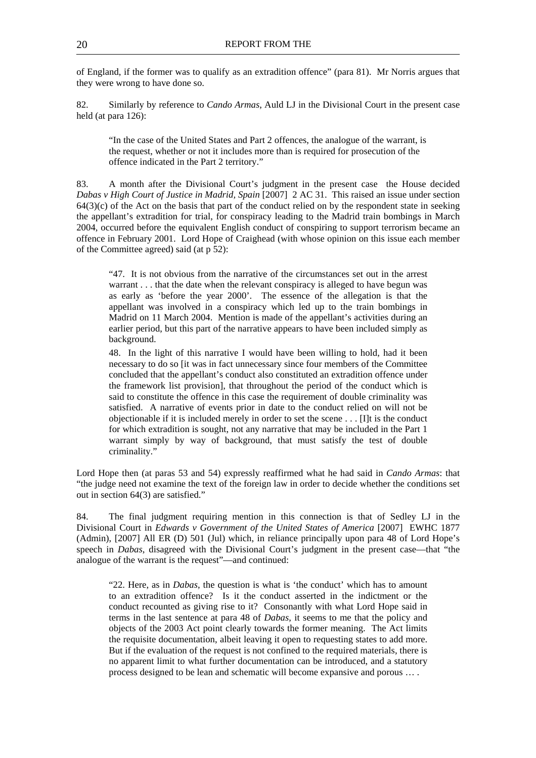of England, if the former was to qualify as an extradition offence" (para 81). Mr Norris argues that they were wrong to have done so.

82. Similarly by reference to *Cando Armas*, Auld LJ in the Divisional Court in the present case held (at para 126):

> "In the case of the United States and Part 2 offences, the analogue of the warrant, is the request, whether or not it includes more than is required for prosecution of the offence indicated in the Part 2 territory."

83. A month after the Divisional Court's judgment in the present case the House decided *Dabas v High Court of Justice in Madrid, Spain* [2007] 2 AC 31. This raised an issue under section 64(3)(c) of the Act on the basis that part of the conduct relied on by the respondent state in seeking the appellant's extradition for trial, for conspiracy leading to the Madrid train bombings in March 2004, occurred before the equivalent English conduct of conspiring to support terrorism became an offence in February 2001. Lord Hope of Craighead (with whose opinion on this issue each member of the Committee agreed) said (at p 52):

> "47. It is not obvious from the narrative of the circumstances set out in the arrest warrant . . . that the date when the relevant conspiracy is alleged to have begun was as early as 'before the year 2000'. The essence of the allegation is that the appellant was involved in a conspiracy which led up to the train bombings in Madrid on 11 March 2004. Mention is made of the appellant's activities during an earlier period, but this part of the narrative appears to have been included simply as background.
>
> 48. In the light of this narrative I would have been willing to hold, had it been necessary to do so [it was in fact unnecessary since four members of the Committee concluded that the appellant's conduct also constituted an extradition offence under the framework list provision], that throughout the period of the conduct which is said to constitute the offence in this case the requirement of double criminality was satisfied. A narrative of events prior in date to the conduct relied on will not be objectionable if it is included merely in order to set the scene . . . [I]t is the conduct for which extradition is sought, not any narrative that may be included in the Part 1 warrant simply by way of background, that must satisfy the test of double criminality."

Lord Hope then (at paras 53 and 54) expressly reaffirmed what he had said in *Cando Armas*: that "the judge need not examine the text of the foreign law in order to decide whether the conditions set out in section 64(3) are satisfied."

84. The final judgment requiring mention in this connection is that of Sedley LJ in the Divisional Court in *Edwards v Government of the United States of America* [2007] EWHC 1877 (Admin), [2007] All ER (D) 501 (Jul) which, in reliance principally upon para 48 of Lord Hope's speech in *Dabas*, disagreed with the Divisional Court's judgment in the present case—that "the analogue of the warrant is the request"—and continued:

> "22. Here, as in *Dabas*, the question is what is 'the conduct' which has to amount to an extradition offence? Is it the conduct asserted in the indictment or the conduct recounted as giving rise to it? Consonantly with what Lord Hope said in terms in the last sentence at para 48 of *Dabas*, it seems to me that the policy and objects of the 2003 Act point clearly towards the former meaning. The Act limits the requisite documentation, albeit leaving it open to requesting states to add more. But if the evaluation of the request is not confined to the required materials, there is no apparent limit to what further documentation can be introduced, and a statutory process designed to be lean and schematic will become expansive and porous … .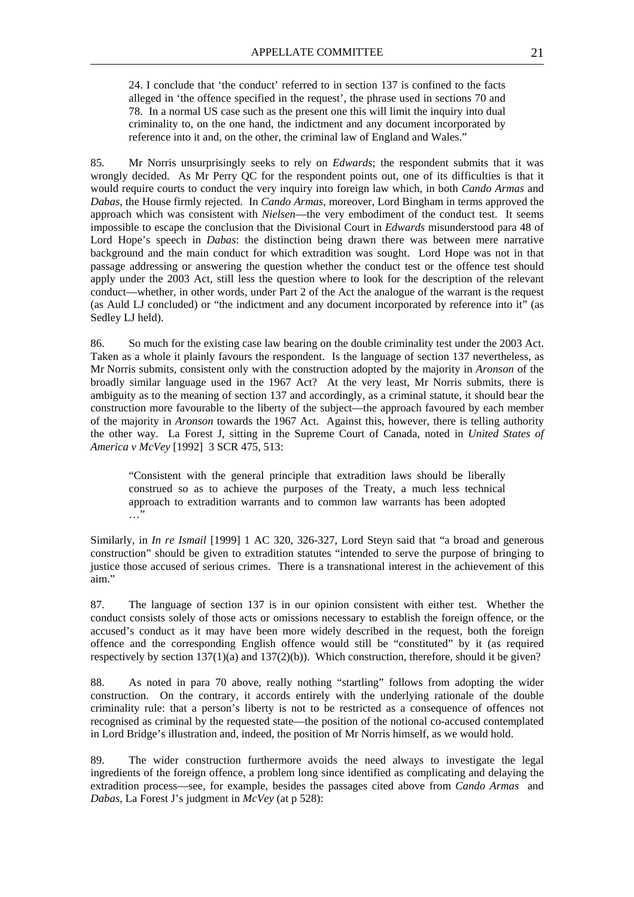> 24. I conclude that 'the conduct' referred to in section 137 is confined to the facts alleged in 'the offence specified in the request', the phrase used in sections 70 and 78. In a normal US case such as the present one this will limit the inquiry into dual criminality to, on the one hand, the indictment and any document incorporated by reference into it and, on the other, the criminal law of England and Wales."

85. Mr Norris unsurprisingly seeks to rely on *Edwards*; the respondent submits that it was wrongly decided. As Mr Perry QC for the respondent points out, one of its difficulties is that it would require courts to conduct the very inquiry into foreign law which, in both *Cando Armas* and *Dabas*, the House firmly rejected. In *Cando Armas*, moreover, Lord Bingham in terms approved the approach which was consistent with *Nielsen*—the very embodiment of the conduct test. It seems impossible to escape the conclusion that the Divisional Court in *Edwards* misunderstood para 48 of Lord Hope's speech in *Dabas*: the distinction being drawn there was between mere narrative background and the main conduct for which extradition was sought. Lord Hope was not in that passage addressing or answering the question whether the conduct test or the offence test should apply under the 2003 Act, still less the question where to look for the description of the relevant conduct—whether, in other words, under Part 2 of the Act the analogue of the warrant is the request (as Auld LJ concluded) or "the indictment and any document incorporated by reference into it" (as Sedley LJ held).

86. So much for the existing case law bearing on the double criminality test under the 2003 Act. Taken as a whole it plainly favours the respondent. Is the language of section 137 nevertheless, as Mr Norris submits, consistent only with the construction adopted by the majority in *Aronson* of the broadly similar language used in the 1967 Act? At the very least, Mr Norris submits, there is ambiguity as to the meaning of section 137 and accordingly, as a criminal statute, it should bear the construction more favourable to the liberty of the subject—the approach favoured by each member of the majority in *Aronson* towards the 1967 Act. Against this, however, there is telling authority the other way. La Forest J, sitting in the Supreme Court of Canada, noted in *United States of America v McVey* [1992] 3 SCR 475, 513:

> "Consistent with the general principle that extradition laws should be liberally construed so as to achieve the purposes of the Treaty, a much less technical approach to extradition warrants and to common law warrants has been adopted …"

Similarly, in *In re Ismail* [1999] 1 AC 320, 326-327, Lord Steyn said that "a broad and generous construction" should be given to extradition statutes "intended to serve the purpose of bringing to justice those accused of serious crimes. There is a transnational interest in the achievement of this aim."

87. The language of section 137 is in our opinion consistent with either test. Whether the conduct consists solely of those acts or omissions necessary to establish the foreign offence, or the accused's conduct as it may have been more widely described in the request, both the foreign offence and the corresponding English offence would still be "constituted" by it (as required respectively by section 137(1)(a) and 137(2)(b)). Which construction, therefore, should it be given?

88. As noted in para 70 above, really nothing "startling" follows from adopting the wider construction. On the contrary, it accords entirely with the underlying rationale of the double criminality rule: that a person's liberty is not to be restricted as a consequence of offences not recognised as criminal by the requested state—the position of the notional co-accused contemplated in Lord Bridge's illustration and, indeed, the position of Mr Norris himself, as we would hold.

89. The wider construction furthermore avoids the need always to investigate the legal ingredients of the foreign offence, a problem long since identified as complicating and delaying the extradition process—see, for example, besides the passages cited above from *Cando Armas* and *Dabas*, La Forest J's judgment in *McVey* (at p 528):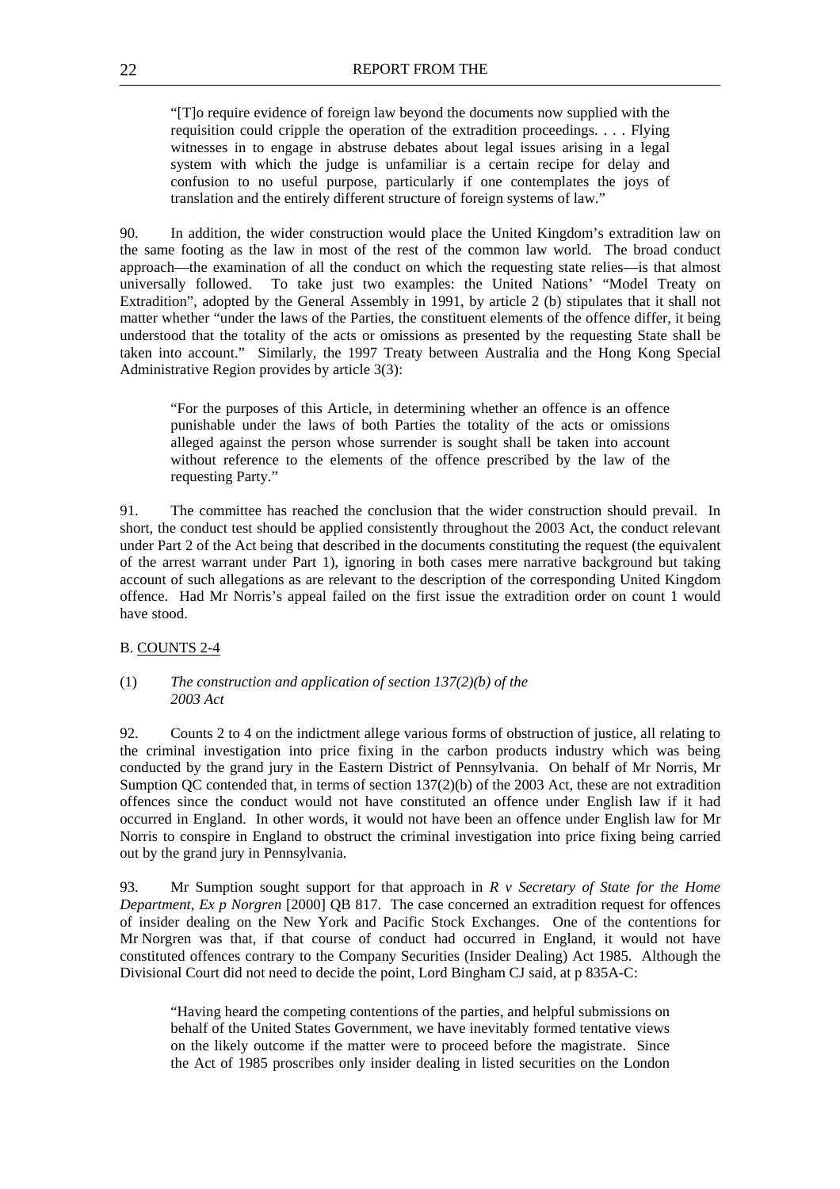> "[T]o require evidence of foreign law beyond the documents now supplied with the requisition could cripple the operation of the extradition proceedings. . . . Flying witnesses in to engage in abstruse debates about legal issues arising in a legal system with which the judge is unfamiliar is a certain recipe for delay and confusion to no useful purpose, particularly if one contemplates the joys of translation and the entirely different structure of foreign systems of law."

90. In addition, the wider construction would place the United Kingdom's extradition law on the same footing as the law in most of the rest of the common law world. The broad conduct approach—the examination of all the conduct on which the requesting state relies—is that almost universally followed. To take just two examples: the United Nations' "Model Treaty on Extradition", adopted by the General Assembly in 1991, by article 2 (b) stipulates that it shall not matter whether "under the laws of the Parties, the constituent elements of the offence differ, it being understood that the totality of the acts or omissions as presented by the requesting State shall be taken into account." Similarly, the 1997 Treaty between Australia and the Hong Kong Special Administrative Region provides by article 3(3):

> "For the purposes of this Article, in determining whether an offence is an offence punishable under the laws of both Parties the totality of the acts or omissions alleged against the person whose surrender is sought shall be taken into account without reference to the elements of the offence prescribed by the law of the requesting Party."

91. The committee has reached the conclusion that the wider construction should prevail. In short, the conduct test should be applied consistently throughout the 2003 Act, the conduct relevant under Part 2 of the Act being that described in the documents constituting the request (the equivalent of the arrest warrant under Part 1), ignoring in both cases mere narrative background but taking account of such allegations as are relevant to the description of the corresponding United Kingdom offence. Had Mr Norris's appeal failed on the first issue the extradition order on count 1 would have stood.

B. COUNTS 2-4

(1) *The construction and application of section 137(2)(b) of the 2003 Act*

92. Counts 2 to 4 on the indictment allege various forms of obstruction of justice, all relating to the criminal investigation into price fixing in the carbon products industry which was being conducted by the grand jury in the Eastern District of Pennsylvania. On behalf of Mr Norris, Mr Sumption QC contended that, in terms of section 137(2)(b) of the 2003 Act, these are not extradition offences since the conduct would not have constituted an offence under English law if it had occurred in England. In other words, it would not have been an offence under English law for Mr Norris to conspire in England to obstruct the criminal investigation into price fixing being carried out by the grand jury in Pennsylvania.

93. Mr Sumption sought support for that approach in *R v Secretary of State for the Home Department, Ex p Norgren* [2000] QB 817. The case concerned an extradition request for offences of insider dealing on the New York and Pacific Stock Exchanges. One of the contentions for Mr Norgren was that, if that course of conduct had occurred in England, it would not have constituted offences contrary to the Company Securities (Insider Dealing) Act 1985. Although the Divisional Court did not need to decide the point, Lord Bingham CJ said, at p 835A-C:

> "Having heard the competing contentions of the parties, and helpful submissions on behalf of the United States Government, we have inevitably formed tentative views on the likely outcome if the matter were to proceed before the magistrate. Since the Act of 1985 proscribes only insider dealing in listed securities on the London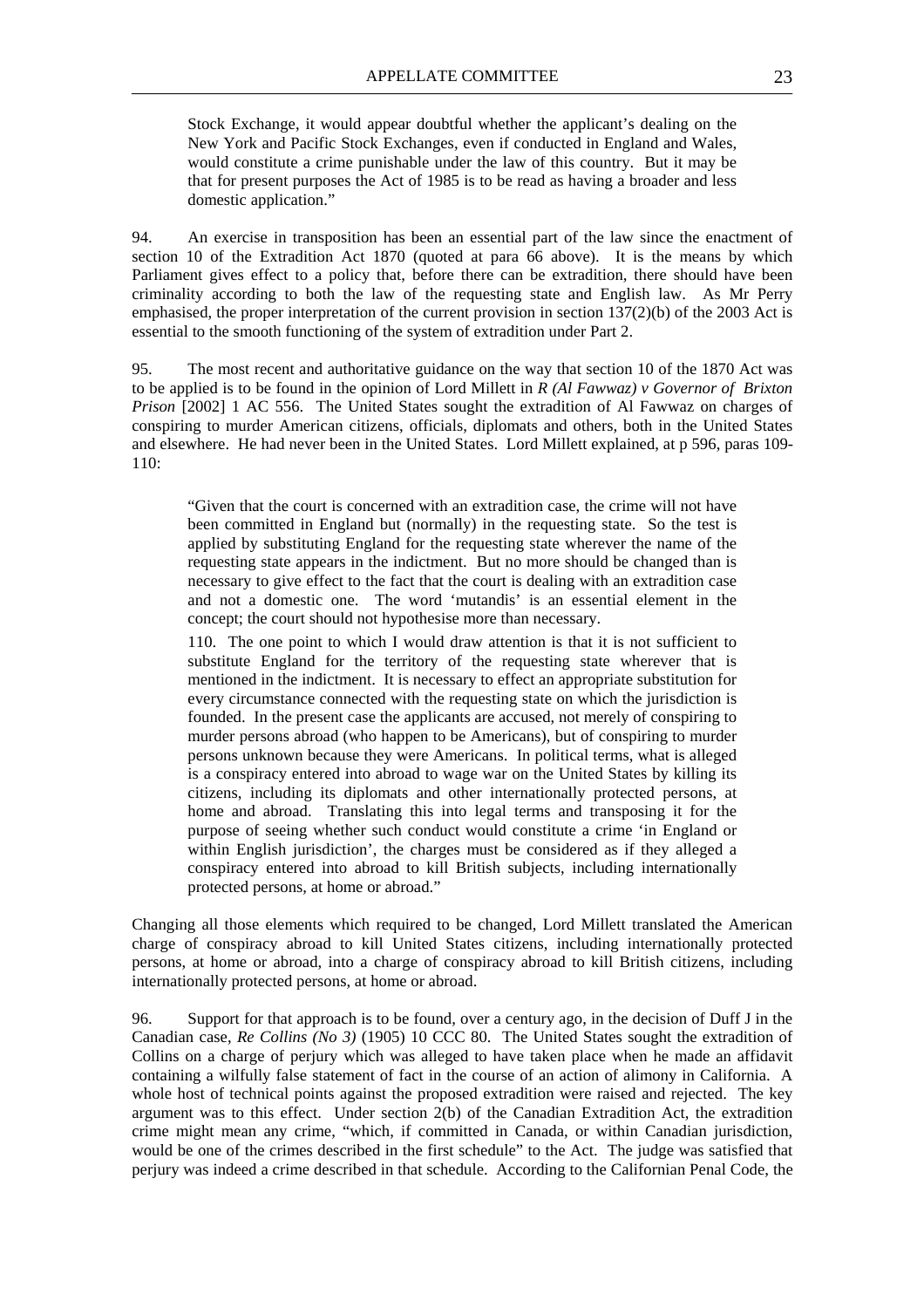Stock Exchange, it would appear doubtful whether the applicant's dealing on the New York and Pacific Stock Exchanges, even if conducted in England and Wales, would constitute a crime punishable under the law of this country. But it may be that for present purposes the Act of 1985 is to be read as having a broader and less domestic application."

94. An exercise in transposition has been an essential part of the law since the enactment of section 10 of the Extradition Act 1870 (quoted at para 66 above). It is the means by which Parliament gives effect to a policy that, before there can be extradition, there should have been criminality according to both the law of the requesting state and English law. As Mr Perry emphasised, the proper interpretation of the current provision in section 137(2)(b) of the 2003 Act is essential to the smooth functioning of the system of extradition under Part 2.

95. The most recent and authoritative guidance on the way that section 10 of the 1870 Act was to be applied is to be found in the opinion of Lord Millett in *R (Al Fawwaz) v Governor of Brixton Prison* [2002] 1 AC 556. The United States sought the extradition of Al Fawwaz on charges of conspiring to murder American citizens, officials, diplomats and others, both in the United States and elsewhere. He had never been in the United States. Lord Millett explained, at p 596, paras 109-110:

> "Given that the court is concerned with an extradition case, the crime will not have been committed in England but (normally) in the requesting state. So the test is applied by substituting England for the requesting state wherever the name of the requesting state appears in the indictment. But no more should be changed than is necessary to give effect to the fact that the court is dealing with an extradition case and not a domestic one. The word 'mutandis' is an essential element in the concept; the court should not hypothesise more than necessary.
>
> 110. The one point to which I would draw attention is that it is not sufficient to substitute England for the territory of the requesting state wherever that is mentioned in the indictment. It is necessary to effect an appropriate substitution for every circumstance connected with the requesting state on which the jurisdiction is founded. In the present case the applicants are accused, not merely of conspiring to murder persons abroad (who happen to be Americans), but of conspiring to murder persons unknown because they were Americans. In political terms, what is alleged is a conspiracy entered into abroad to wage war on the United States by killing its citizens, including its diplomats and other internationally protected persons, at home and abroad. Translating this into legal terms and transposing it for the purpose of seeing whether such conduct would constitute a crime 'in England or within English jurisdiction', the charges must be considered as if they alleged a conspiracy entered into abroad to kill British subjects, including internationally protected persons, at home or abroad."

Changing all those elements which required to be changed, Lord Millett translated the American charge of conspiracy abroad to kill United States citizens, including internationally protected persons, at home or abroad, into a charge of conspiracy abroad to kill British citizens, including internationally protected persons, at home or abroad.

96. Support for that approach is to be found, over a century ago, in the decision of Duff J in the Canadian case, *Re Collins (No 3)* (1905) 10 CCC 80. The United States sought the extradition of Collins on a charge of perjury which was alleged to have taken place when he made an affidavit containing a wilfully false statement of fact in the course of an action of alimony in California. A whole host of technical points against the proposed extradition were raised and rejected. The key argument was to this effect. Under section 2(b) of the Canadian Extradition Act, the extradition crime might mean any crime, "which, if committed in Canada, or within Canadian jurisdiction, would be one of the crimes described in the first schedule" to the Act. The judge was satisfied that perjury was indeed a crime described in that schedule. According to the Californian Penal Code, the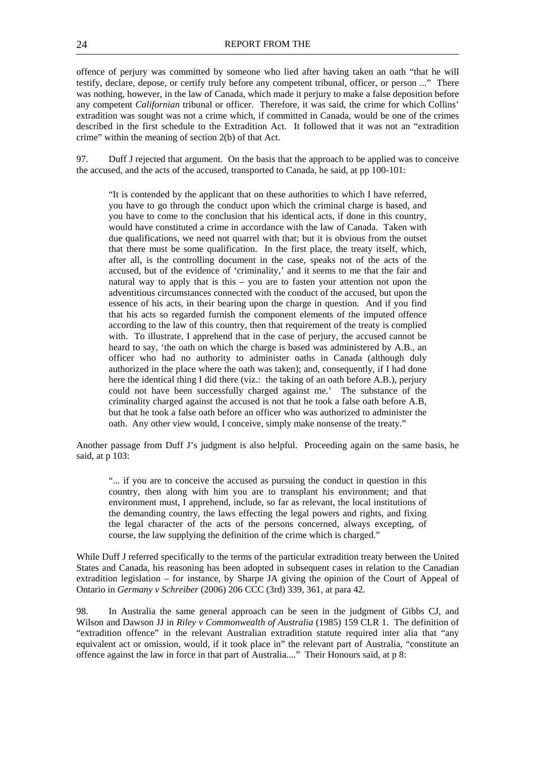offence of perjury was committed by someone who lied after having taken an oath "that he will testify, declare, depose, or certify truly before any competent tribunal, officer, or person ..." There was nothing, however, in the law of Canada, which made it perjury to make a false deposition before any competent *Californian* tribunal or officer. Therefore, it was said, the crime for which Collins' extradition was sought was not a crime which, if committed in Canada, would be one of the crimes described in the first schedule to the Extradition Act. It followed that it was not an "extradition crime" within the meaning of section 2(b) of that Act.

97. Duff J rejected that argument. On the basis that the approach to be applied was to conceive the accused, and the acts of the accused, transported to Canada, he said, at pp 100-101:

> "It is contended by the applicant that on these authorities to which I have referred, you have to go through the conduct upon which the criminal charge is based, and you have to come to the conclusion that his identical acts, if done in this country, would have constituted a crime in accordance with the law of Canada. Taken with due qualifications, we need not quarrel with that; but it is obvious from the outset that there must be some qualification. In the first place, the treaty itself, which, after all, is the controlling document in the case, speaks not of the acts of the accused, but of the evidence of 'criminality,' and it seems to me that the fair and natural way to apply that is this – you are to fasten your attention not upon the adventitious circumstances connected with the conduct of the accused, but upon the essence of his acts, in their bearing upon the charge in question. And if you find that his acts so regarded furnish the component elements of the imputed offence according to the law of this country, then that requirement of the treaty is complied with. To illustrate, I apprehend that in the case of perjury, the accused cannot be heard to say, 'the oath on which the charge is based was administered by A.B., an officer who had no authority to administer oaths in Canada (although duly authorized in the place where the oath was taken); and, consequently, if I had done here the identical thing I did there (viz.: the taking of an oath before A.B.), perjury could not have been successfully charged against me.' The substance of the criminality charged against the accused is not that he took a false oath before A.B, but that he took a false oath before an officer who was authorized to administer the oath. Any other view would, I conceive, simply make nonsense of the treaty."

Another passage from Duff J's judgment is also helpful. Proceeding again on the same basis, he said, at p 103:

> "... if you are to conceive the accused as pursuing the conduct in question in this country, then along with him you are to transplant his environment; and that environment must, I apprehend, include, so far as relevant, the local institutions of the demanding country, the laws effecting the legal powers and rights, and fixing the legal character of the acts of the persons concerned, always excepting, of course, the law supplying the definition of the crime which is charged."

While Duff J referred specifically to the terms of the particular extradition treaty between the United States and Canada, his reasoning has been adopted in subsequent cases in relation to the Canadian extradition legislation – for instance, by Sharpe JA giving the opinion of the Court of Appeal of Ontario in *Germany v Schreiber* (2006) 206 CCC (3rd) 339, 361, at para 42.

98. In Australia the same general approach can be seen in the judgment of Gibbs CJ, and Wilson and Dawson JJ in *Riley v Commonwealth of Australia* (1985) 159 CLR 1. The definition of "extradition offence" in the relevant Australian extradition statute required inter alia that "any equivalent act or omission, would, if it took place in" the relevant part of Australia, "constitute an offence against the law in force in that part of Australia...." Their Honours said, at p 8: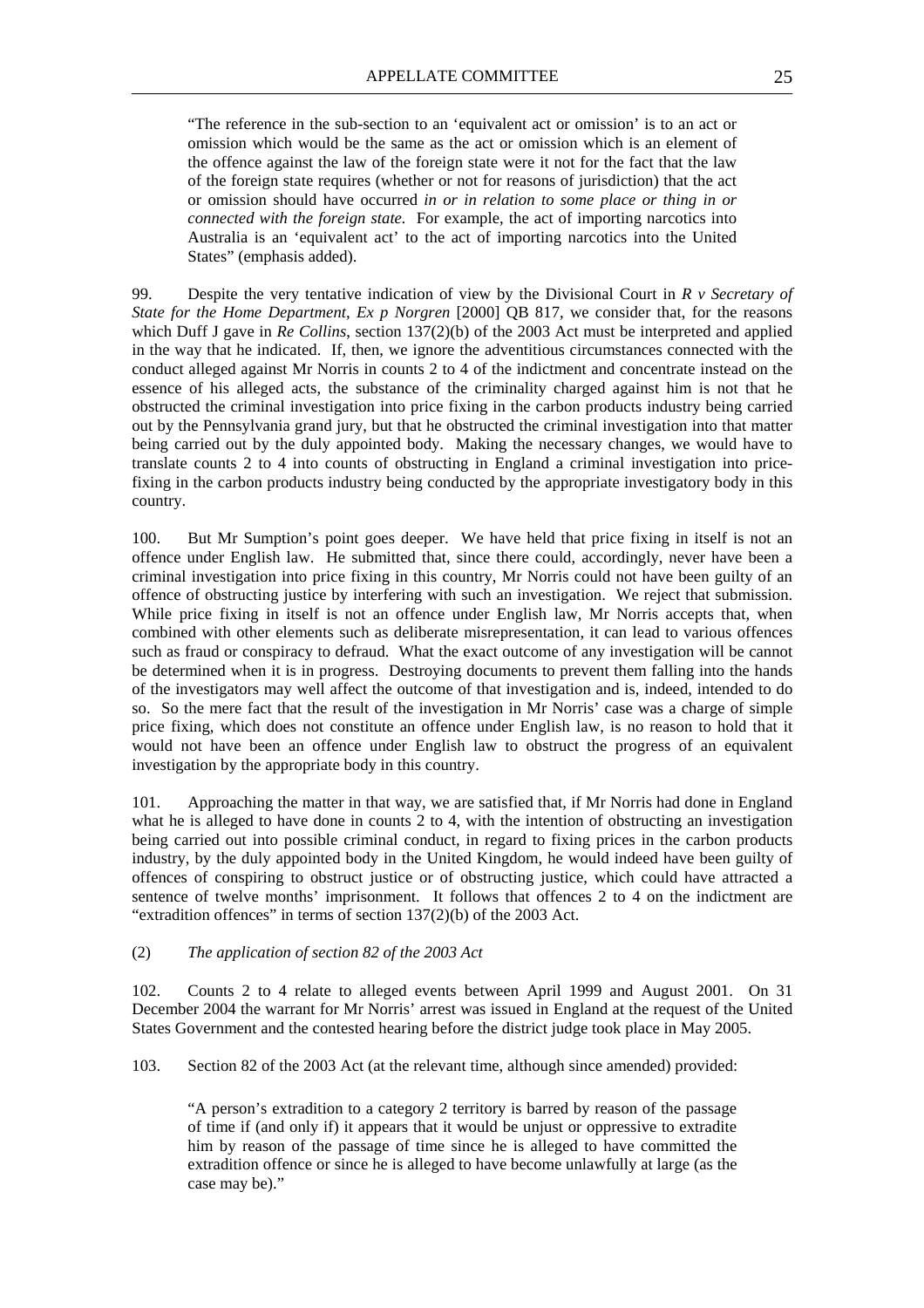> "The reference in the sub-section to an 'equivalent act or omission' is to an act or omission which would be the same as the act or omission which is an element of the offence against the law of the foreign state were it not for the fact that the law of the foreign state requires (whether or not for reasons of jurisdiction) that the act or omission should have occurred *in or in relation to some place or thing in or connected with the foreign state.* For example, the act of importing narcotics into Australia is an 'equivalent act' to the act of importing narcotics into the United States" (emphasis added).

99. Despite the very tentative indication of view by the Divisional Court in *R v Secretary of State for the Home Department, Ex p Norgren* [2000] QB 817, we consider that, for the reasons which Duff J gave in *Re Collins*, section 137(2)(b) of the 2003 Act must be interpreted and applied in the way that he indicated. If, then, we ignore the adventitious circumstances connected with the conduct alleged against Mr Norris in counts 2 to 4 of the indictment and concentrate instead on the essence of his alleged acts, the substance of the criminality charged against him is not that he obstructed the criminal investigation into price fixing in the carbon products industry being carried out by the Pennsylvania grand jury, but that he obstructed the criminal investigation into that matter being carried out by the duly appointed body. Making the necessary changes, we would have to translate counts 2 to 4 into counts of obstructing in England a criminal investigation into price-fixing in the carbon products industry being conducted by the appropriate investigatory body in this country.

100. But Mr Sumption's point goes deeper. We have held that price fixing in itself is not an offence under English law. He submitted that, since there could, accordingly, never have been a criminal investigation into price fixing in this country, Mr Norris could not have been guilty of an offence of obstructing justice by interfering with such an investigation. We reject that submission. While price fixing in itself is not an offence under English law, Mr Norris accepts that, when combined with other elements such as deliberate misrepresentation, it can lead to various offences such as fraud or conspiracy to defraud. What the exact outcome of any investigation will be cannot be determined when it is in progress. Destroying documents to prevent them falling into the hands of the investigators may well affect the outcome of that investigation and is, indeed, intended to do so. So the mere fact that the result of the investigation in Mr Norris' case was a charge of simple price fixing, which does not constitute an offence under English law, is no reason to hold that it would not have been an offence under English law to obstruct the progress of an equivalent investigation by the appropriate body in this country.

101. Approaching the matter in that way, we are satisfied that, if Mr Norris had done in England what he is alleged to have done in counts 2 to 4, with the intention of obstructing an investigation being carried out into possible criminal conduct, in regard to fixing prices in the carbon products industry, by the duly appointed body in the United Kingdom, he would indeed have been guilty of offences of conspiring to obstruct justice or of obstructing justice, which could have attracted a sentence of twelve months' imprisonment. It follows that offences 2 to 4 on the indictment are "extradition offences" in terms of section 137(2)(b) of the 2003 Act.

(2) *The application of section 82 of the 2003 Act*

102. Counts 2 to 4 relate to alleged events between April 1999 and August 2001. On 31 December 2004 the warrant for Mr Norris' arrest was issued in England at the request of the United States Government and the contested hearing before the district judge took place in May 2005.

103. Section 82 of the 2003 Act (at the relevant time, although since amended) provided:

> "A person's extradition to a category 2 territory is barred by reason of the passage of time if (and only if) it appears that it would be unjust or oppressive to extradite him by reason of the passage of time since he is alleged to have committed the extradition offence or since he is alleged to have become unlawfully at large (as the case may be)."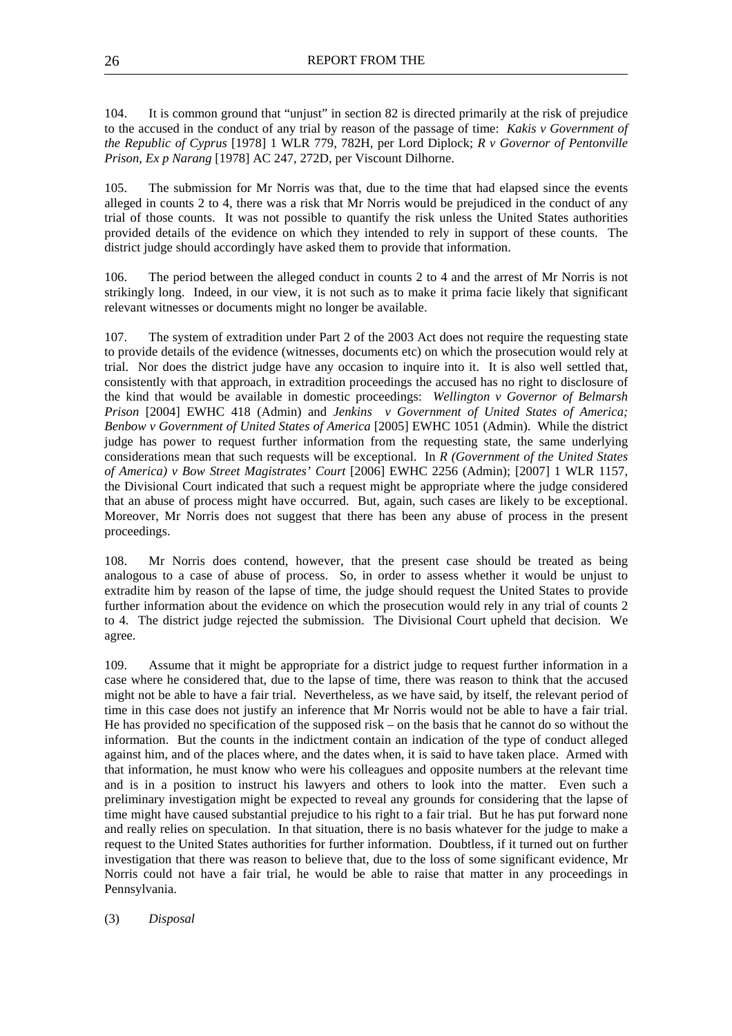104. It is common ground that "unjust" in section 82 is directed primarily at the risk of prejudice to the accused in the conduct of any trial by reason of the passage of time: *Kakis v Government of the Republic of Cyprus* [1978] 1 WLR 779, 782H, per Lord Diplock; *R v Governor of Pentonville Prison, Ex p Narang* [1978] AC 247, 272D, per Viscount Dilhorne.

105. The submission for Mr Norris was that, due to the time that had elapsed since the events alleged in counts 2 to 4, there was a risk that Mr Norris would be prejudiced in the conduct of any trial of those counts. It was not possible to quantify the risk unless the United States authorities provided details of the evidence on which they intended to rely in support of these counts. The district judge should accordingly have asked them to provide that information.

106. The period between the alleged conduct in counts 2 to 4 and the arrest of Mr Norris is not strikingly long. Indeed, in our view, it is not such as to make it prima facie likely that significant relevant witnesses or documents might no longer be available.

107. The system of extradition under Part 2 of the 2003 Act does not require the requesting state to provide details of the evidence (witnesses, documents etc) on which the prosecution would rely at trial. Nor does the district judge have any occasion to inquire into it. It is also well settled that, consistently with that approach, in extradition proceedings the accused has no right to disclosure of the kind that would be available in domestic proceedings: *Wellington v Governor of Belmarsh Prison* [2004] EWHC 418 (Admin) and *Jenkins v Government of United States of America; Benbow v Government of United States of America* [2005] EWHC 1051 (Admin). While the district judge has power to request further information from the requesting state, the same underlying considerations mean that such requests will be exceptional. In *R (Government of the United States of America) v Bow Street Magistrates' Court* [2006] EWHC 2256 (Admin); [2007] 1 WLR 1157, the Divisional Court indicated that such a request might be appropriate where the judge considered that an abuse of process might have occurred. But, again, such cases are likely to be exceptional. Moreover, Mr Norris does not suggest that there has been any abuse of process in the present proceedings.

108. Mr Norris does contend, however, that the present case should be treated as being analogous to a case of abuse of process. So, in order to assess whether it would be unjust to extradite him by reason of the lapse of time, the judge should request the United States to provide further information about the evidence on which the prosecution would rely in any trial of counts 2 to 4. The district judge rejected the submission. The Divisional Court upheld that decision. We agree.

109. Assume that it might be appropriate for a district judge to request further information in a case where he considered that, due to the lapse of time, there was reason to think that the accused might not be able to have a fair trial. Nevertheless, as we have said, by itself, the relevant period of time in this case does not justify an inference that Mr Norris would not be able to have a fair trial. He has provided no specification of the supposed risk – on the basis that he cannot do so without the information. But the counts in the indictment contain an indication of the type of conduct alleged against him, and of the places where, and the dates when, it is said to have taken place. Armed with that information, he must know who were his colleagues and opposite numbers at the relevant time and is in a position to instruct his lawyers and others to look into the matter. Even such a preliminary investigation might be expected to reveal any grounds for considering that the lapse of time might have caused substantial prejudice to his right to a fair trial. But he has put forward none and really relies on speculation. In that situation, there is no basis whatever for the judge to make a request to the United States authorities for further information. Doubtless, if it turned out on further investigation that there was reason to believe that, due to the loss of some significant evidence, Mr Norris could not have a fair trial, he would be able to raise that matter in any proceedings in Pennsylvania.

(3) *Disposal*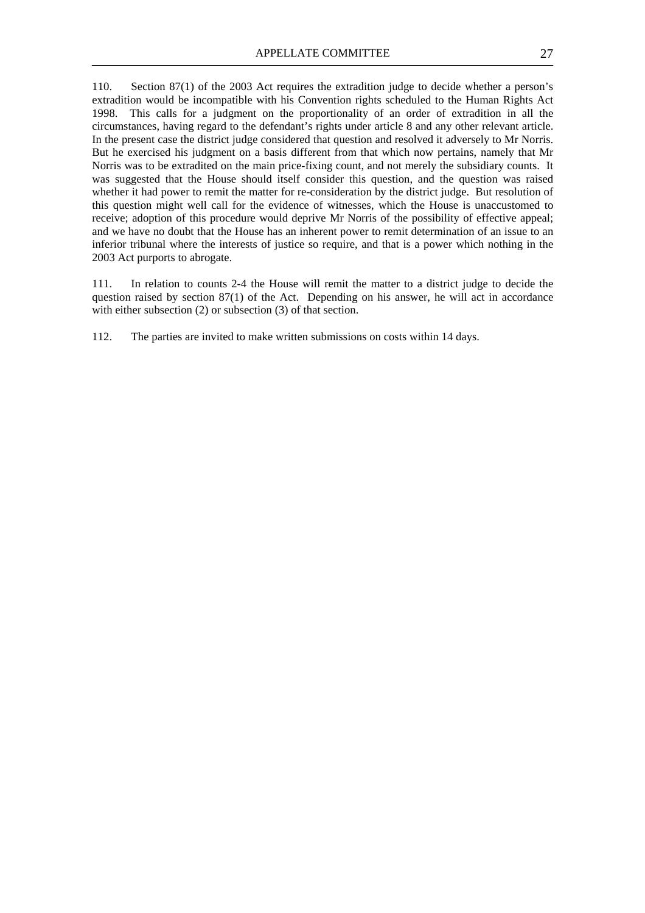110. Section 87(1) of the 2003 Act requires the extradition judge to decide whether a person's extradition would be incompatible with his Convention rights scheduled to the Human Rights Act 1998. This calls for a judgment on the proportionality of an order of extradition in all the circumstances, having regard to the defendant's rights under article 8 and any other relevant article. In the present case the district judge considered that question and resolved it adversely to Mr Norris. But he exercised his judgment on a basis different from that which now pertains, namely that Mr Norris was to be extradited on the main price-fixing count, and not merely the subsidiary counts. It was suggested that the House should itself consider this question, and the question was raised whether it had power to remit the matter for re-consideration by the district judge. But resolution of this question might well call for the evidence of witnesses, which the House is unaccustomed to receive; adoption of this procedure would deprive Mr Norris of the possibility of effective appeal; and we have no doubt that the House has an inherent power to remit determination of an issue to an inferior tribunal where the interests of justice so require, and that is a power which nothing in the 2003 Act purports to abrogate.

111. In relation to counts 2-4 the House will remit the matter to a district judge to decide the question raised by section 87(1) of the Act. Depending on his answer, he will act in accordance with either subsection (2) or subsection (3) of that section.

112. The parties are invited to make written submissions on costs within 14 days.